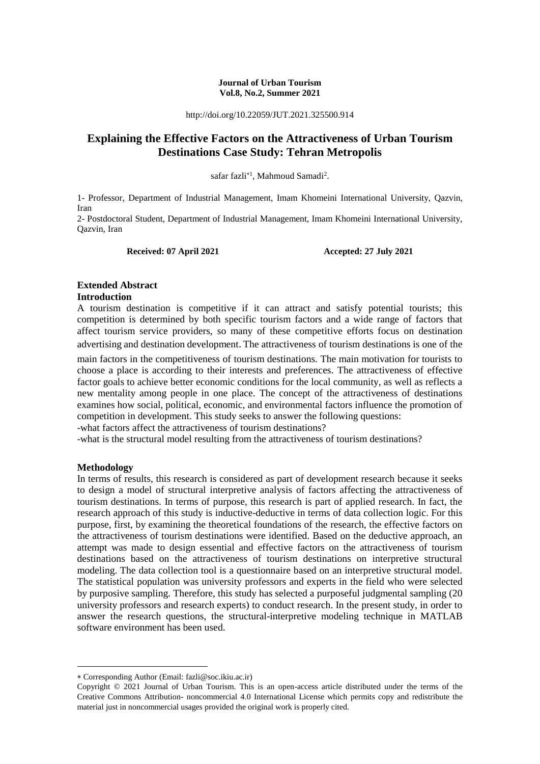**Journal of Urban Tourism**
**Vol.8, No.2, Summer 2021**

http://doi.org/10.22059/JUT.2021.325500.914

# Explaining the Effective Factors on the Attractiveness of Urban Tourism Destinations Case Study: Tehran Metropolis

safar fazli*[1], Mahmoud Samadi[2].

1- Professor, Department of Industrial Management, Imam Khomeini International University, Qazvin, Iran

2- Postdoctoral Student, Department of Industrial Management, Imam Khomeini International University, Qazvin, Iran

**Received: 07 April 2021** **Accepted: 27 July 2021**

## Extended Abstract

### Introduction

A tourism destination is competitive if it can attract and satisfy potential tourists; this competition is determined by both specific tourism factors and a wide range of factors that affect tourism service providers, so many of these competitive efforts focus on destination advertising and destination development. The attractiveness of tourism destinations is one of the main factors in the competitiveness of tourism destinations. The main motivation for tourists to choose a place is according to their interests and preferences. The attractiveness of effective factor goals to achieve better economic conditions for the local community, as well as reflects a new mentality among people in one place. The concept of the attractiveness of destinations examines how social, political, economic, and environmental factors influence the promotion of competition in development. This study seeks to answer the following questions:

-what factors affect the attractiveness of tourism destinations?

-what is the structural model resulting from the attractiveness of tourism destinations?

### Methodology

In terms of results, this research is considered as part of development research because it seeks to design a model of structural interpretive analysis of factors affecting the attractiveness of tourism destinations. In terms of purpose, this research is part of applied research. In fact, the research approach of this study is inductive-deductive in terms of data collection logic. For this purpose, first, by examining the theoretical foundations of the research, the effective factors on the attractiveness of tourism destinations were identified. Based on the deductive approach, an attempt was made to design essential and effective factors on the attractiveness of tourism destinations based on the attractiveness of tourism destinations on interpretive structural modeling. The data collection tool is a questionnaire based on an interpretive structural model. The statistical population was university professors and experts in the field who were selected by purposive sampling. Therefore, this study has selected a purposeful judgmental sampling (20 university professors and research experts) to conduct research. In the present study, in order to answer the research questions, the structural-interpretive modeling technique in MATLAB software environment has been used.

---

* Corresponding Author (Email: fazli@soc.ikiu.ac.ir)

Copyright © 2021 Journal of Urban Tourism. This is an open-access article distributed under the terms of the Creative Commons Attribution- noncommercial 4.0 International License which permits copy and redistribute the material just in noncommercial usages provided the original work is properly cited.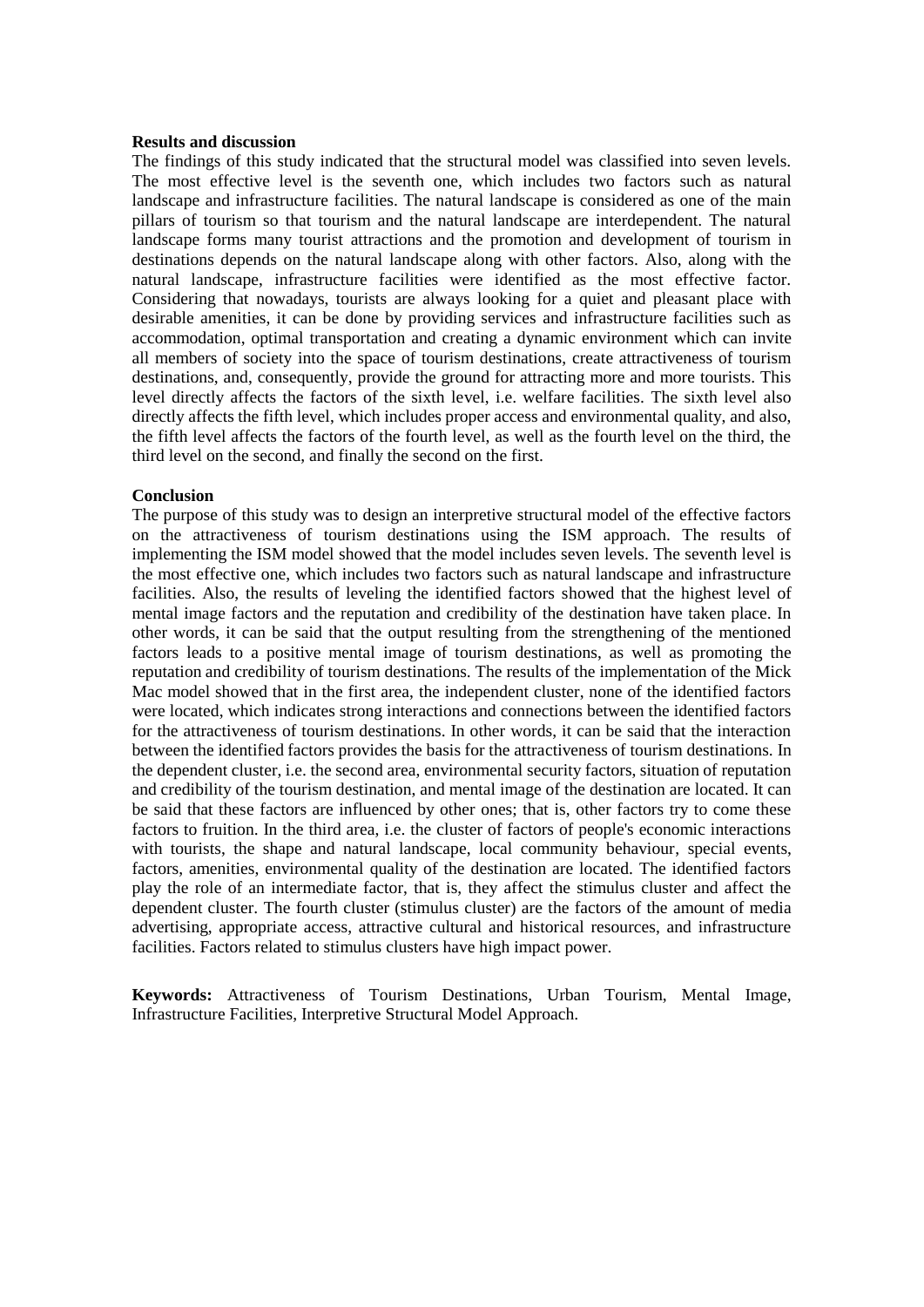**Results and discussion**

The findings of this study indicated that the structural model was classified into seven levels. The most effective level is the seventh one, which includes two factors such as natural landscape and infrastructure facilities. The natural landscape is considered as one of the main pillars of tourism so that tourism and the natural landscape are interdependent. The natural landscape forms many tourist attractions and the promotion and development of tourism in destinations depends on the natural landscape along with other factors. Also, along with the natural landscape, infrastructure facilities were identified as the most effective factor. Considering that nowadays, tourists are always looking for a quiet and pleasant place with desirable amenities, it can be done by providing services and infrastructure facilities such as accommodation, optimal transportation and creating a dynamic environment which can invite all members of society into the space of tourism destinations, create attractiveness of tourism destinations, and, consequently, provide the ground for attracting more and more tourists. This level directly affects the factors of the sixth level, i.e. welfare facilities. The sixth level also directly affects the fifth level, which includes proper access and environmental quality, and also, the fifth level affects the factors of the fourth level, as well as the fourth level on the third, the third level on the second, and finally the second on the first.

**Conclusion**

The purpose of this study was to design an interpretive structural model of the effective factors on the attractiveness of tourism destinations using the ISM approach. The results of implementing the ISM model showed that the model includes seven levels. The seventh level is the most effective one, which includes two factors such as natural landscape and infrastructure facilities. Also, the results of leveling the identified factors showed that the highest level of mental image factors and the reputation and credibility of the destination have taken place. In other words, it can be said that the output resulting from the strengthening of the mentioned factors leads to a positive mental image of tourism destinations, as well as promoting the reputation and credibility of tourism destinations. The results of the implementation of the Mick Mac model showed that in the first area, the independent cluster, none of the identified factors were located, which indicates strong interactions and connections between the identified factors for the attractiveness of tourism destinations. In other words, it can be said that the interaction between the identified factors provides the basis for the attractiveness of tourism destinations. In the dependent cluster, i.e. the second area, environmental security factors, situation of reputation and credibility of the tourism destination, and mental image of the destination are located. It can be said that these factors are influenced by other ones; that is, other factors try to come these factors to fruition. In the third area, i.e. the cluster of factors of people's economic interactions with tourists, the shape and natural landscape, local community behaviour, special events, factors, amenities, environmental quality of the destination are located. The identified factors play the role of an intermediate factor, that is, they affect the stimulus cluster and affect the dependent cluster. The fourth cluster (stimulus cluster) are the factors of the amount of media advertising, appropriate access, attractive cultural and historical resources, and infrastructure facilities. Factors related to stimulus clusters have high impact power.

**Keywords:** Attractiveness of Tourism Destinations, Urban Tourism, Mental Image, Infrastructure Facilities, Interpretive Structural Model Approach.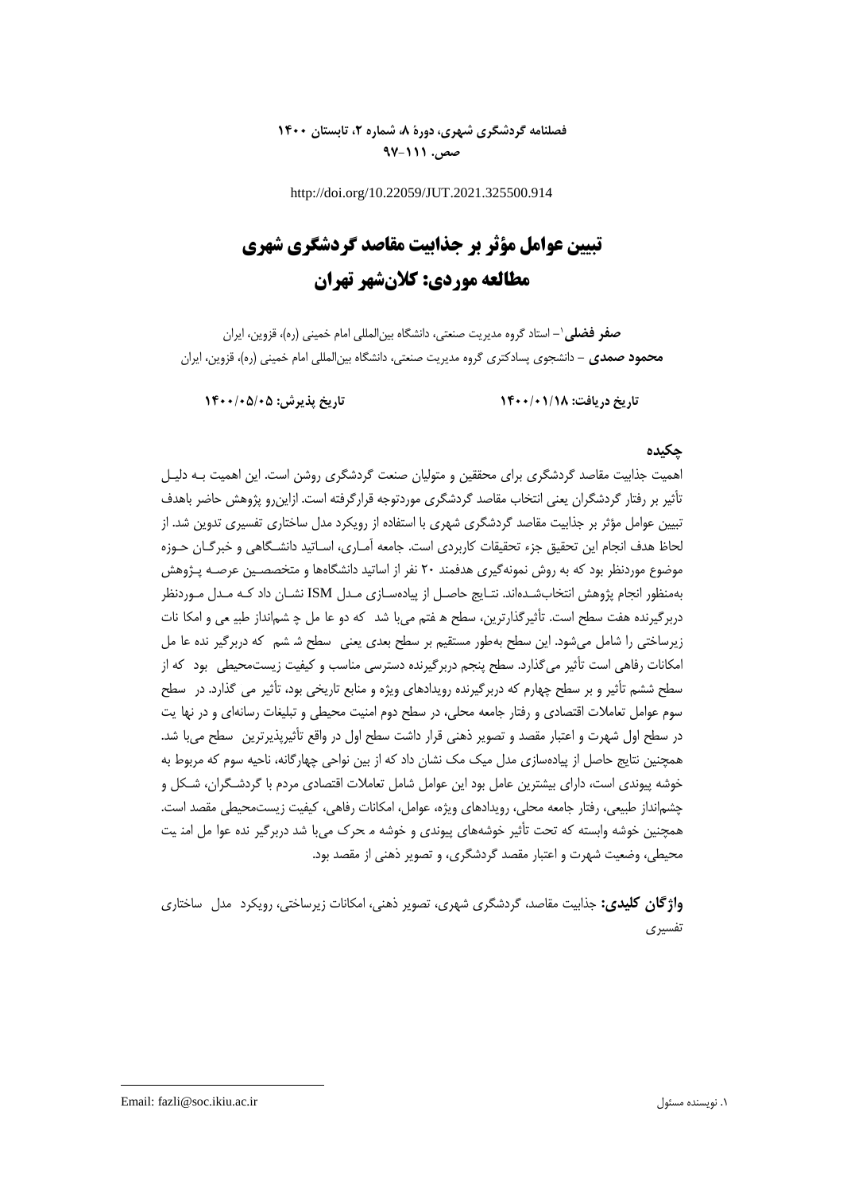http://doi.org/10.22059/JUT.2021.325500.914

# تبیین عوامل مؤثر بر جذابیت مقاصد گردشگری شهری
# مطالعه موردی: کلان‌شهر تهران

**صفر فضلی**[1] – استاد گروه مدیریت صنعتی، دانشگاه بین‌المللی امام خمینی (ره)، قزوین، ایران
**محمود صمدی** – دانشجوی پسادکتری گروه مدیریت صنعتی، دانشگاه بین‌المللی امام خمینی (ره)، قزوین، ایران

**تاریخ دریافت: ۱۴۰۰/۰۱/۱۸** **تاریخ پذیرش: ۱۴۰۰/۰۵/۰۵**

## چکیده

اهمیت جذابیت مقاصد گردشگری برای محققین و متولیان صنعت گردشگری روشن است. این اهمیت بـه دلیـل تأثیر بر رفتار گردشگران یعنی انتخاب مقاصد گردشگری موردتوجه قرارگرفته است. ازاین‌رو پژوهش حاضر باهدف تبیین عوامل مؤثر بر جذابیت مقاصد گردشگری شهری با استفاده از رویکرد مدل ساختاری تفسیری تدوین شد. از لحاظ هدف انجام این تحقیق جزء تحقیقات کاربردی است. جامعه آمـاری، اسـاتید دانشـگاهی و خبرگـان حـوزه موضوع موردنظر بود که به روش نمونه‌گیری هدفمند ۲۰ نفر از اساتید دانشگاه‌ها و متخصصـین عرصـه پـژوهش به‌منظور انجام پژوهش انتخاب‌شـده‌اند. نتـایج حاصـل از پیاده‌سـازی مـدل ISM نشـان داد کـه مـدل مـوردنظر دربرگیرنده هفت سطح است. تأثیرگذارترین، سطح ه فتم می‌با شد که دو عا مل چ شم‌انداز طبیِ عی و امکا نات زیرساختی را شامل می‌شود. این سطح به‌طور مستقیم بر سطح بعدی یعنی سطح ش شم که دربرگیر نده عا مل امکانات رفاهی است تأثیر می‌گذارد. سطح پنجم دربرگیرنده دسترسی مناسب و کیفیت زیست‌محیطی بود که از سطح ششم تأثیر و بر سطح چهارم که دربرگیرنده رویدادهای ویژه و منابع تاریخی بود، تأثیر می گذارد. در سطح سوم عوامل تعاملات اقتصادی و رفتار جامعه محلی، در سطح دوم امنیت محیطی و تبلیغات رسانه‌ای و در نها یت در سطح اول شهرت و اعتبار مقصد و تصویر ذهنی قرار داشت سطح اول در واقع تأثیرپذیرترین سطح می‌با شد. همچنین نتایج حاصل از پیاده‌سازی مدل میک مک نشان داد که از بین نواحی چهارگانه، ناحیه سوم که مربوط به خوشه پیوندی است، دارای بیشترین عامل بود این عوامل شامل تعاملات اقتصادی مردم با گردشـگران، شـکل و چشم‌انداز طبیعی، رفتار جامعه محلی، رویدادهای ویژه، عوامل، امکانات رفاهی، کیفیت زیست‌محیطی مقصد است. همچنین خوشه وابسته که تحت تأثیر خوشه‌های پیوندی و خوشه م حرک می‌با شد دربرگیر نده عوا مل امن یت محیطی، وضعیت شهرت و اعتبار مقصد گردشگری، و تصویر ذهنی از مقصد بود.

**واژگان کلیدی:** جذابیت مقاصد، گردشگری شهری، تصویر ذهنی، امکانات زیرساختی، رویکرد مدل ساختاری تفسیری

---

[1]. نویسنده مسئول Email: fazli@soc.ikiu.ac.ir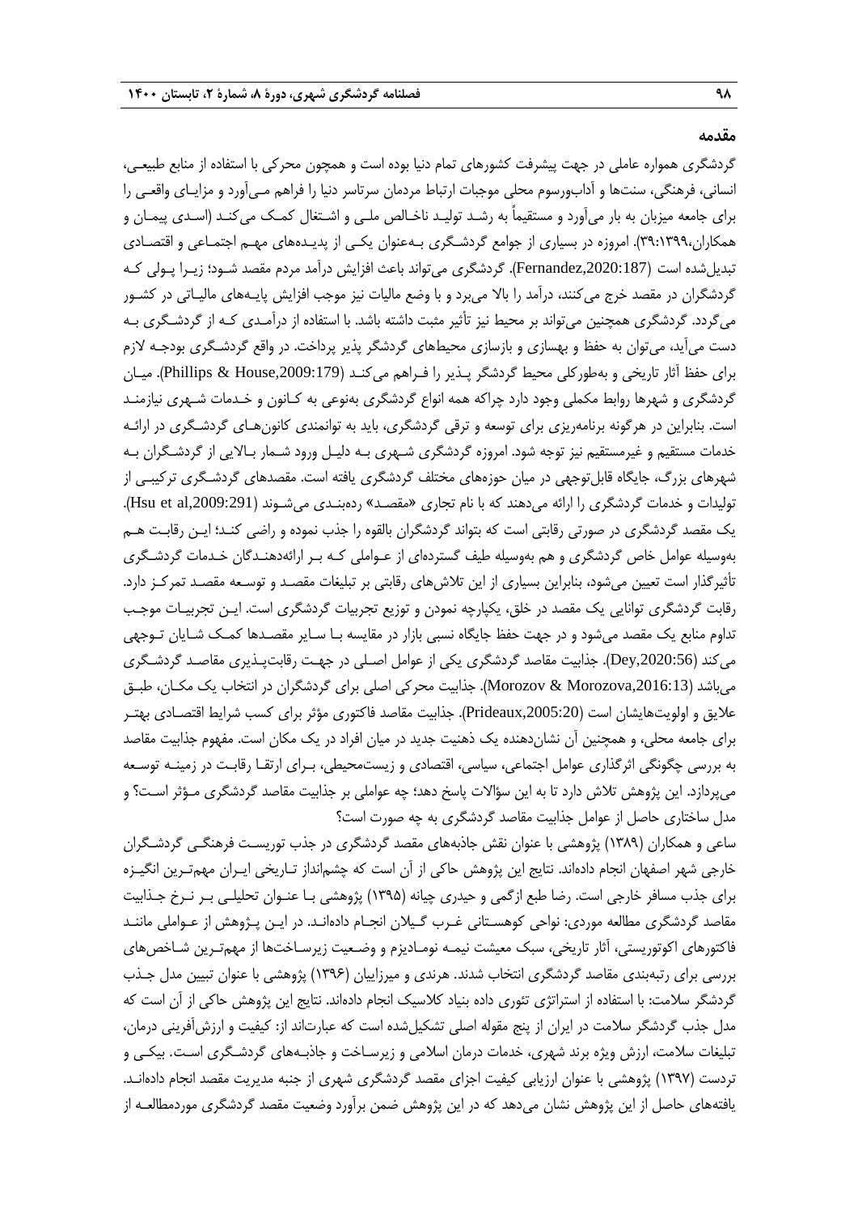## مقدمه

گردشگری همواره عاملی در جهت پیشرفت کشورهای تمام دنیا بوده است و همچون محرکی با استفاده از منابع طبیعی، انسانی، فرهنگی، سنت‌ها و آداب‌ورسوم محلی موجبات ارتباط مردمان سرتاسر دنیا را فراهم می‌آورد و مزایای واقعی را برای جامعه میزبان به بار می‌آورد و مستقیماً به رشد تولید ناخالص ملی و اشتغال کمک می‌کند (اسدی پیمان و همکاران،۱۳۹۹: ۳۹). امروزه در بسیاری از جوامع گردشگری به‌عنوان یکی از پدیده‌های مهم اجتماعی و اقتصادی تبدیل‌شده است (Fernandez,2020:187). گردشگری می‌تواند باعث افزایش درآمد مردم مقصد شود؛ زیرا پولی که گردشگران در مقصد خرج می‌کنند، درآمد را بالا می‌برد و با وضع مالیات نیز موجب افزایش پایه‌های مالیاتی در کشور می‌گردد. گردشگری همچنین می‌تواند بر محیط نیز تأثیر مثبت داشته باشد. با استفاده از درآمدی که از گردشگری به دست می‌آید، می‌توان به حفظ و بهسازی و بازسازی محیط‌های گردشگر پذیر پرداخت. در واقع گردشگری بودجه لازم برای حفظ آثار تاریخی و به‌طورکلی محیط گردشگر پذیر را فراهم می‌کند (Phillips & House,2009:179). میان گردشگری و شهرها روابط مکملی وجود دارد چراکه همه انواع گردشگری به‌نوعی به کانون و خدمات شهری نیازمند است. بنابراین در هرگونه برنامه‌ریزی برای توسعه و ترقی گردشگری، باید به توانمندی کانون‌های گردشگری در ارائه خدمات مستقیم و غیرمستقیم نیز توجه شود. امروزه گردشگری شهری به دلیل ورود شمار بالایی از گردشگران به شهرهای بزرگ، جایگاه قابل‌توجهی در میان حوزه‌های مختلف گردشگری یافته است. مقصدهای گردشگری ترکیبی از تولیدات و خدمات گردشگری را ارائه می‌دهند که با نام تجاری «مقصد» رده‌بندی می‌شوند (Hsu et al,2009:291). یک مقصد گردشگری در صورتی رقابتی است که بتواند گردشگران بالقوه را جذب نموده و راضی کند؛ این رقابت هم به‌وسیله عوامل خاص گردشگری و هم به‌وسیله طیف گسترده‌ای از عواملی که بر ارائه‌دهندگان خدمات گردشگری تأثیرگذار است تعیین می‌شود، بنابراین بسیاری از این تلاش‌های رقابتی بر تبلیغات مقصد و توسعه مقصد تمرکز دارد. رقابت گردشگری توانایی یک مقصد در خلق، یکپارچه نمودن و توزیع تجربیات گردشگری است. این تجربیات موجب تداوم منابع یک مقصد می‌شود و در جهت حفظ جایگاه نسبی بازار در مقایسه با سایر مقصدها کمک شایان توجهی می‌کند (Dey,2020:56). جذابیت مقاصد گردشگری یکی از عوامل اصلی در جهت رقابت‌پذیری مقاصد گردشگری می‌باشد (Morozov & Morozova,2016:13). جذابیت محرکی اصلی برای گردشگران در انتخاب یک مکان، طبق علایق و اولویت‌هایشان است (Prideaux,2005:20). جذابیت مقاصد فاکتوری مؤثر برای کسب شرایط اقتصادی بهتر برای جامعه محلی، و همچنین آن نشان‌دهنده یک ذهنیت جدید در میان افراد در یک مکان است. مفهوم جذابیت مقاصد به بررسی چگونگی اثرگذاری عوامل اجتماعی، سیاسی، اقتصادی و زیست‌محیطی، برای ارتقا رقابت در زمینه توسعه می‌پردازد. این پژوهش تلاش دارد تا به این سؤالات پاسخ دهد؛ چه عواملی بر جذابیت مقاصد گردشگری مؤثر است؟ و مدل ساختاری حاصل از عوامل جذابیت مقاصد گردشگری به چه صورت است؟

ساعی و همکاران (۱۳۸۹) پژوهشی با عنوان نقش جاذبه‌های مقصد گردشگری در جذب توریست فرهنگی گردشگران خارجی شهر اصفهان انجام داده‌اند. نتایج این پژوهش حاکی از آن است که چشم‌انداز تاریخی ایران مهم‌ترین انگیزه برای جذب مسافر خارجی است. رضا طبع ازگمی و حیدری چیانه (۱۳۹۵) پژوهشی با عنوان تحلیلی بر نرخ جذابیت مقاصد گردشگری مطالعه موردی: نواحی کوهستانی غرب گیلان انجام داده‌اند. در این پژوهش از عواملی مانند فاکتورهای اکوتوریستی، آثار تاریخی، سبک معیشت نیمه نومادیزم و وضعیت زیرساخت‌ها از مهم‌ترین شاخص‌های بررسی برای رتبه‌بندی مقاصد گردشگری انتخاب شدند. هرندی و میرزاییان (۱۳۹۶) پژوهشی با عنوان تبیین مدل جذب گردشگر سلامت: با استفاده از استراتژی تئوری داده بنیاد کلاسیک انجام داده‌اند. نتایج این پژوهش حاکی از آن است که مدل جذب گردشگر سلامت در ایران از پنج مقوله اصلی تشکیل‌شده است که عبارت‌اند از: کیفیت و ارزش‌آفرینی درمان، تبلیغات سلامت، ارزش ویژه برند شهری، خدمات درمان اسلامی و زیرساخت و جاذبه‌های گردشگری است. بیکی و تردست (۱۳۹۷) پژوهشی با عنوان ارزیابی کیفیت اجزای مقصد گردشگری شهری از جنبه مدیریت مقصد انجام داده‌اند. یافته‌های حاصل از این پژوهش نشان می‌دهد که در این پژوهش ضمن برآورد وضعیت مقصد گردشگری موردمطالعه از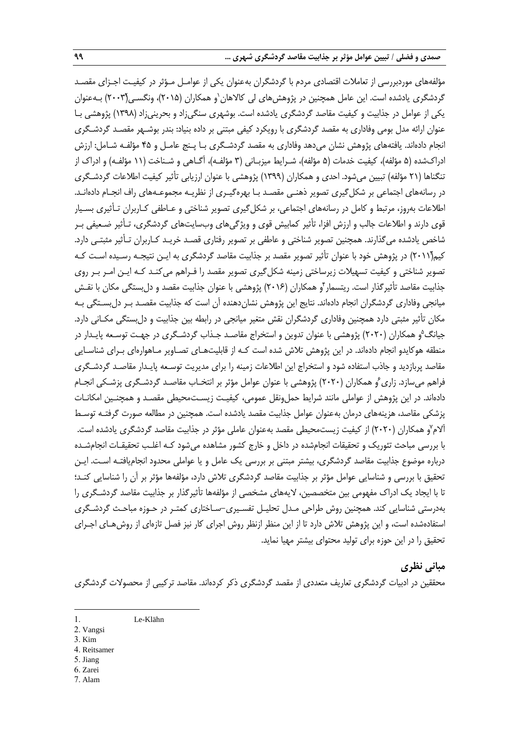مؤلفه‌های موردبررسی از تعاملات اقتصادی مردم با گردشگران به‌عنوان یکی از عوامل مـؤثر در کیفیـت اجـزای مقصـد گردشگری یادشده است. این عامل همچنین در پژوهش‌های لی کالاهان[1]و همکاران (۲۰۱۵)، ونگسـی[2](۲۰۰۳) بـه‌عنوان یکی از عوامل در جذابیت و کیفیت مقاصد گردشگری یادشده است. بوشهری سنگی‌زاد و بحرینی‌زاد (۱۳۹۸) پژوهشی بـا عنوان ارائه مدل بومی وفاداری به مقصد گردشگری با رویکرد کیفی مبتنی بر داده بنیاد: بندر بوشـهر مقصـد گردشـگری انجام داده‌اند. یافته‌های پژوهش نشان می‌دهد وفاداری به مقصد گردشـگری بـا پـنج عامـل و ۴۵ مؤلفـه شـامل: ارزش ادراک‌شده (۵ مؤلفه)، کیفیت خدمات (۵ مؤلفه)، شـرایط میزبـانی (۳ مؤلفـه)، آگـاهی و شـناخت (۱۱ مؤلفـه) و ادراک از تنگناها (۲۱ مؤلفه) تبیین می‌شود. احدی و همکاران (۱۳۹۹) پژوهشی با عنوان ارزیابی تأثیر کیفیت اطلاعات گردشـگری در رسانه‌های اجتماعی بر شکل‌گیری تصویر ذهنـی مقصـد بـا بهره‌گیـری از نظریـه مجموعـه‌های راف انجـام داده‌انـد. اطلاعات به‌روز، مرتبط و کامل در رسانه‌های اجتماعی، بر شکل‌گیری تصویر شناختی و عـاطفی کـاربران تـأثیری بسـیار قوی دارند و اطلاعات جالب و ارزش افزا، تأثیر کمابیش قوی و ویژگی‌های وب‌سایت‌های گردشگری، تـأثیر ضـعیفی بـر شاخص یادشده می‌گذارند. همچنین تصویر شناختی و عاطفی بر تصویر رفتاری قصـد خریـد کـاربران تـأثیر مثبتـی دارد. کیم[3](۲۰۱۱) در پژوهش خود با عنوان تأثیر تصویر مقصد بر جذابیت مقاصد گردشگری به ایـن نتیجـه رسـیده اسـت کـه تصویر شناختی و کیفیت تسهیلات زیرساختی زمینه شکل‌گیری تصویر مقصد را فـراهم می‌کنـد کـه ایـن امـر بـر روی جذابیت مقاصد تأثیرگذار است. ریتسمار[4]و همکاران (۲۰۱۶) پژوهشی با عنوان جذابیت مقصد و دل‌بستگی مکان با نقـش میانجی وفاداری گردشگران انجام داده‌اند. نتایج این پژوهش نشان‌دهنده آن است که جذابیت مقصـد بـر دل‌بسـتگی بـه مکان تأثیر مثبتی دارد همچنین وفاداری گردشگران نقش متغیر میانجی در رابطه بین جذابیت و دل‌بستگی مکـانی دارد. جیانگ[5]و همکاران (۲۰۲۰) پژوهشی با عنوان تدوین و استخراج مقاصـد جـذاب گردشـگری در جهـت توسـعه پایـدار در منطقه هوکایدو انجام داده‌اند. در این پژوهش تلاش شده است کـه از قابلیت‌هـای تصـاویر مـاهواره‌ای بـرای شناسـایی مقاصد پربازدید و جاذب استفاده شود و استخراج این اطلاعات زمینه را برای مدیریت توسـعه پایـدار مقاصـد گردشـگری فراهم می‌سازد. زاری[6]و همکاران (۲۰۲۰) پژوهشی با عنوان عوامل مؤثر بر انتخـاب مقاصـد گردشـگری پزشـکی انجـام داده‌اند. در این پژوهش از عواملی مانند شرایط حمل‌ونقل عمومی، کیفیـت زیسـت‌محیطی مقصـد و همچنـین امکانـات پزشکی مقاصد، هزینه‌های درمان به‌عنوان عوامل جذابیت مقصد یادشده است. همچنین در مطالعه صورت گرفتـه توسـط آلام[7]و همکاران (۲۰۲۰) از کیفیت زیست‌محیطی مقصد به‌عنوان عاملی مؤثر در جذابیت مقاصد گردشگری یادشده است.

با بررسی مباحث تئوریک و تحقیقات انجام‌شده در داخل و خارج کشور مشاهده می‌شود کـه اغلـب تحقیقـات انجام‌شـده درباره موضوع جذابیت مقاصد گردشگری، بیشتر مبتنی بر بررسی یک عامل و یا عواملی محدود انجام‌یافتـه اسـت. ایـن تحقیق با بررسی و شناسایی عوامل مؤثر بر جذابیت مقاصد گردشگری تلاش دارد، مؤلفه‌ها مؤثر بر آن را شناسایی کنـد؛ تا با ایجاد یک ادراک مفهومی بین متخصصین، لایه‌های مشخصی از مؤلفه‌ها تأثیرگذار بر جذابیت مقاصد گردشـگری را به‌درستی شناسایی کند. همچنین روش طراحی مـدل تحلیـل تفسـیری–سـاختاری کمتـر در حـوزه مباحـث گردشـگری استفاده‌شده است، و این پژوهش تلاش دارد تا از این منظر ازنظر روش اجرای کار نیز فصل تازه‌ای از روش‌هـای اجـرای تحقیق را در این حوزه برای تولید محتوای بیشتر مهیا نماید.

## مبانی نظری

محققین در ادبیات گردشگری تعاریف متعددی از مقصد گردشگری ذکر کرده‌اند. مقاصد ترکیبی از محصولات گردشگری

---

1. Le-Klähn
2. Vangsi
3. Kim
4. Reitsamer
5. Jiang
6. Zarei
7. Alam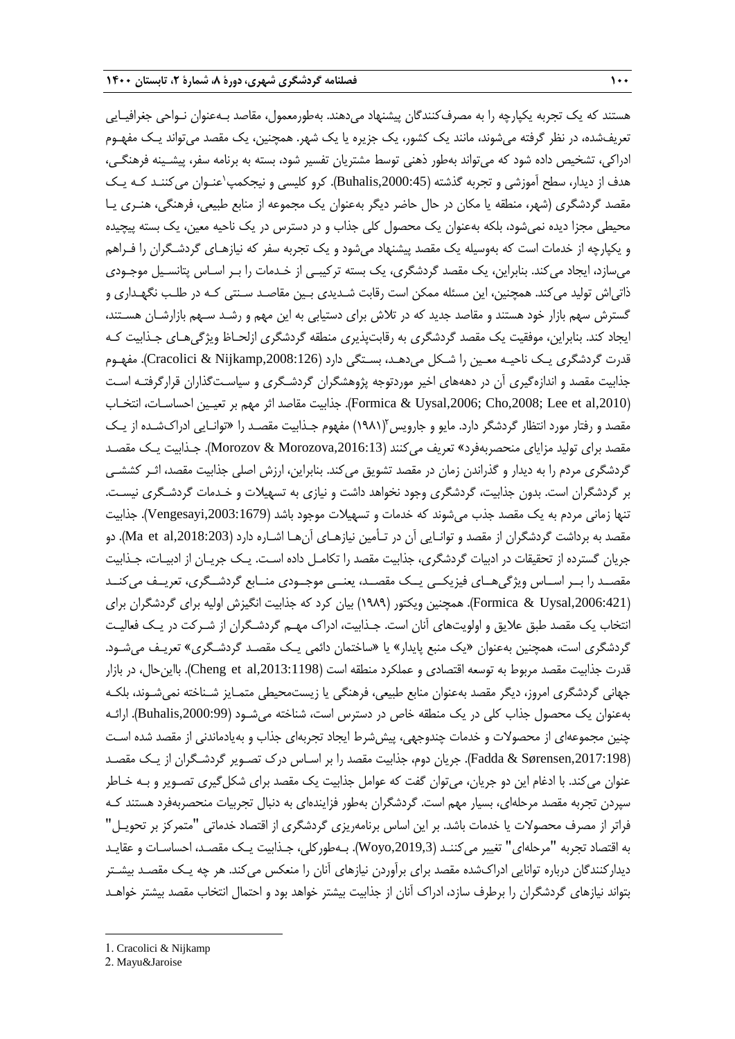هستند که یک تجربه یکپارچه را به مصرف‌کنندگان پیشنهاد می‌دهند. به‌طورمعمول، مقاصد به‌عنوان نواحی جغرافیایی تعریف‌شده، در نظر گرفته می‌شوند، مانند یک کشور، یک جزیره یا یک شهر. همچنین، یک مقصد می‌تواند یک مفهوم ادراکی، تشخیص داده شود که می‌تواند به‌طور ذهنی توسط مشتریان تفسیر شود، بسته به برنامه سفر، پیشینه فرهنگی، هدف از دیدار، سطح آموزشی و تجربه گذشته (Buhalis,2000:45). کرو کلیسی و نیجکمپ[1] عنوان می‌کنند که یک مقصد گردشگری (شهر، منطقه یا مکان در حال حاضر دیگر به‌عنوان یک مجموعه از منابع طبیعی، فرهنگی، هنری یا محیطی مجزا دیده نمی‌شود، بلکه به‌عنوان یک محصول کلی جذاب و در دسترس در یک ناحیه معین، یک بسته پیچیده و یکپارچه از خدمات است که به‌وسیله یک مقصد پیشنهاد می‌شود و یک تجربه سفر که نیازهای گردشگران را فراهم می‌سازد، ایجاد می‌کند. بنابراین، یک مقصد گردشگری، یک بسته ترکیبی از خدمات را بر اساس پتانسیل موجودی ذاتی‌اش تولید می‌کند. همچنین، این مسئله ممکن است رقابت شدیدی بین مقاصد سنتی که در طلب نگهداری و گسترش سهم بازار خود هستند و مقاصد جدید که در تلاش برای دستیابی به این مهم و رشد سهم بازارشان هستند، ایجاد کند. بنابراین، موفقیت یک مقصد گردشگری به رقابت‌پذیری منطقه گردشگری ازلحاظ ویژگی‌های جذابیت که قدرت گردشگری یک ناحیه معین را شکل می‌دهد، بستگی دارد (Cracolici & Nijkamp,2008:126). مفهوم جذابیت مقصد و اندازه‌گیری آن در دهه‌های اخیر موردتوجه پژوهشگران گردشگری و سیاست‌گذاران قرارگرفته است (Formica & Uysal,2006; Cho,2008; Lee et al,2010). جذابیت مقاصد اثر مهم بر تعیین احساسات، انتخاب مقصد و رفتار مورد انتظار گردشگر دارد. مایو و جارویس[2](۱۹۸۱) مفهوم جذابیت مقصد را «توانایی ادراک‌شده از یک مقصد برای تولید مزایای منحصربه‌فرد» تعریف می‌کنند (Morozov & Morozova,2016:13). جذابیت یک مقصد گردشگری مردم را به دیدار و گذراندن زمان در مقصد تشویق می‌کند. بنابراین، ارزش اصلی جذابیت مقصد، اثر کششی بر گردشگران است. بدون جذابیت، گردشگری وجود نخواهد داشت و نیازی به تسهیلات و خدمات گردشگری نیست. تنها زمانی مردم به یک مقصد جذب می‌شوند که خدمات و تسهیلات موجود باشد (Vengesayi,2003:1679). جذابیت مقصد به برداشت گردشگران از مقصد و توانایی آن در تأمین نیازهای آن‌ها اشاره دارد (Ma et al,2018:203). دو جریان گسترده از تحقیقات در ادبیات گردشگری، جذابیت مقصد را تکامل داده است. یک جریان از ادبیات، جذابیت مقصد را بر اساس ویژگی‌های فیزیکی یک مقصد، یعنی موجودی منابع گردشگری، تعریف می‌کند (Formica & Uysal,2006:421). همچنین ویکتور (۱۹۸۹) بیان کرد که جذابیت انگیزش اولیه برای گردشگران برای انتخاب یک مقصد طبق علایق و اولویت‌های آنان است. جذابیت، ادراک مهم گردشگران از شرکت در یک فعالیت گردشگری است، همچنین به‌عنوان «یک منبع پایدار» یا «ساختمان دائمی یک مقصد گردشگری» تعریف می‌شود. قدرت جذابیت مقصد مربوط به توسعه اقتصادی و عملکرد منطقه است (Cheng et al,2013:1198). بااین‌حال، در بازار جهانی گردشگری امروز، دیگر مقصد به‌عنوان منابع طبیعی، فرهنگی یا زیست‌محیطی متمایز شناخته نمی‌شوند، بلکه به‌عنوان یک محصول جذاب کلی در یک منطقه خاص در دسترس است، شناخته می‌شود (Buhalis,2000:99). ارائه چنین مجموعه‌ای از محصولات و خدمات چندوجهی، پیش‌شرط ایجاد تجربه‌ای جذاب و به‌یادماندنی از مقصد شده است (Fadda & Sørensen,2017:198). جریان دوم، جذابیت مقصد را بر اساس درک تصویر گردشگران از یک مقصد عنوان می‌کند. با ادغام این دو جریان، می‌توان گفت که عوامل جذابیت یک مقصد برای شکل‌گیری تصویر و به خاطر سپردن تجربه مقصد مرحله‌ای، بسیار مهم است. گردشگران به‌طور فزاینده‌ای به دنبال تجربیات منحصربه‌فرد هستند که فراتر از مصرف محصولات یا خدمات باشد. بر این اساس برنامه‌ریزی گردشگری از اقتصاد خدماتی "متمرکز بر تحویل" به اقتصاد تجربه "مرحله‌ای" تغییر می‌کنند (Woyo,2019,3). به‌طورکلی، جذابیت یک مقصد، احساسات و عقاید دیدارکنندگان درباره توانایی ادراک‌شده مقصد برای برآوردن نیازهای آنان را منعکس می‌کند. هر چه یک مقصد بیشتر بتواند نیازهای گردشگران را برطرف سازد، ادراک آنان از جذابیت بیشتر خواهد بود و احتمال انتخاب مقصد بیشتر خواهد

1. Cracolici & Nijkamp
2. Mayu&Jaroise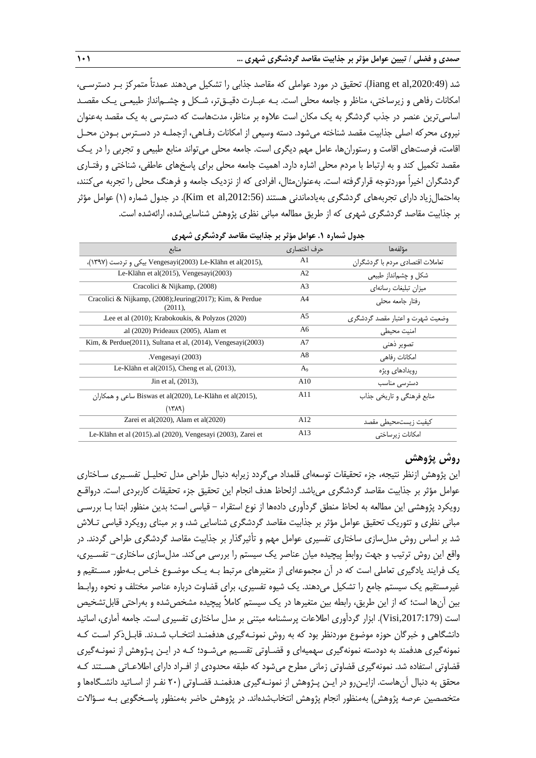شد (Jiang et al,2020:49). تحقیق در مورد عواملی که مقاصد جذابی را تشکیل می‌دهند عمدتاً متمرکز بر دسترسی، امکانات رفاهی و زیرساختی، مناظر و جامعه محلی است. به عبارت دقیق‌تر، شکل و چشم‌انداز طبیعی یک مقصد اساسی‌ترین عنصر در جذب گردشگر به یک مکان است علاوه بر مناظر، مدت‌هاست که دسترسی به یک مقصد به‌عنوان نیروی محرکه اصلی جذابیت مقصد شناخته می‌شود. دسته وسیعی از امکانات رفاهی، ازجمله در دسترس بودن محل اقامت، فرصت‌های اقامت و رستوران‌ها، عامل مهم دیگری است. جامعه محلی می‌تواند منابع طبیعی و تجربی را در یک مقصد تکمیل کند و به ارتباط با مردم محلی اشاره دارد. اهمیت جامعه محلی برای پاسخ‌های عاطفی، شناختی و رفتاری گردشگران اخیراً موردتوجه قرارگرفته است. به‌عنوان‌مثال، افرادی که از نزدیک جامعه و فرهنگ محلی را تجربه می‌کنند، به‌احتمال‌زیاد دارای تجربه‌های گردشگری به‌یادماندنی هستند (Kim et al,2012:56). در جدول شماره (۱) عوامل مؤثر بر جذابیت مقاصد گردشگری شهری که از طریق مطالعه مبانی نظری پژوهش شناسایی‌شده، ارائه‌شده است.

**جدول شماره ۱. عوامل مؤثر بر جذابیت مقاصد گردشگری شهری**

| مؤلفه‌ها | حرف اختصاری | منابع |
|---|---|---|
| تعاملات اقتصادی مردم با گردشگران | A1 | Vengesayi(2003) Le-Klähn et al(2015), بیکی و تردست (۱۳۹۷)، |
| شکل و چشم‌انداز طبیعی | A2 | Le-Klähn et al(2015), Vengesayi(2003) |
| میزان تبلیغات رسانه‌ای | A3 | Cracolici & Nijkamp, (2008) |
| رفتار جامعه محلی | A4 | Cracolici & Nijkamp, (2008);Jeuring(2017); Kim, & Perdue (2011), |
| وضعیت شهرت و اعتبار مقصد گردشگری | A5 | Lee et al (2010); Krabokoukis, & Polyzos (2020). |
| امنیت محیطی | A6 | al (2020) Prideaux (2005), Alam et. |
| تصویر ذهنی | A7 | Kim, & Perdue(2011), Sultana et al, (2014), Vengesayi(2003) |
| امکانات رفاهی | A8 | Vengesayi (2003). |
| رویدادهای ویژه | $A_9$ | Le-Klähn et al(2015), Cheng et al, (2013), |
| دسترسی مناسب | A10 | Jin et al, (2013), |
| منابع فرهنگی و تاریخی جذاب | A11 | Biswas et al(2020), Le-Klähn et al(2015), ساعی و همکاران (۱۳۸۹) |
| کیفیت زیست‌محیطی مقصد | A12 | Zarei et al(2020), Alam et al(2020) |
| امکانات زیرساختی | A13 | Le-Klähn et al (2015)..al (2020), Vengesayi (2003), Zarei et |

## روش پژوهش

این پژوهش ازنظر نتیجه، جزء تحقیقات توسعه‌ای قلمداد می‌گردد زیرابه دنبال طراحی مدل تحلیل تفسیری ساختاری عوامل مؤثر بر جذابیت مقاصد گردشگری می‌باشد. ازلحاظ هدف انجام این تحقیق جزء تحقیقات کاربردی است. درواقع رویکرد پژوهشی این مطالعه به لحاظ منطق گردآوری داده‌ها از نوع استقراء – قیاسی است؛ بدین منظور ابتدا با بررسی مبانی نظری و تئوریک تحقیق عوامل مؤثر بر جذابیت مقاصد گردشگری شناسایی شد، و بر مبنای رویکرد قیاسی تلاش شد بر اساس روش مدل‌سازی ساختاری تفسیری عوامل مهم و تأثیرگذار بر جذابیت مقاصد گردشگری طراحی گردند. در واقع این روش ترتیب و جهت روابطِ پیچیده میان عناصر یک سیستم را بررسی می‌کند. مدل‌سازی ساختاری– تفسیری، یک فرایند یادگیری تعاملی است که در آن مجموعه‌ای از متغیرهای مرتبط به یک موضوع خاص به‌طور مستقیم و غیرمستقیم یک سیستم جامع را تشکیل می‌دهند. یک شیوه تفسیری، برای قضاوت درباره عناصر مختلف و نحوه روابط بین آن‌ها است؛ که از این طریق، رابطه بین متغیرها در یک سیستم کاملاً پیچیده مشخص‌شده و به‌راحتی قابل‌تشخیص است (Visi,2017:179). ابزار گردآوری اطلاعات پرسشنامه مبتنی بر مدل ساختاری تفسیری است. جامعه آماری، اساتید دانشگاهی و خبرگان حوزه موضوع موردنظر بود که به روش نمونه‌گیری هدفمند انتخاب شدند. قابل‌ذکر است که نمونه‌گیری هدفمند به دودسته نمونه‌گیری سهمیه‌ای و قضاوتی تقسیم می‌شود؛ که در این پژوهش از نمونه‌گیری قضاوتی استفاده شد. نمونه‌گیری قضاوتی زمانی مطرح می‌شود که طبقه محدودی از افراد دارای اطلاعاتی هستند که محقق به دنبال آن‌هاست. ازاین‌رو در این پژوهش از نمونه‌گیری هدفمند قضاوتی (۲۰ نفر از اساتید دانشگاه‌ها و متخصصین عرصه پژوهش) به‌منظور انجام پژوهش انتخاب‌شده‌اند. در پژوهش حاضر به‌منظور پاسخگویی به سؤالات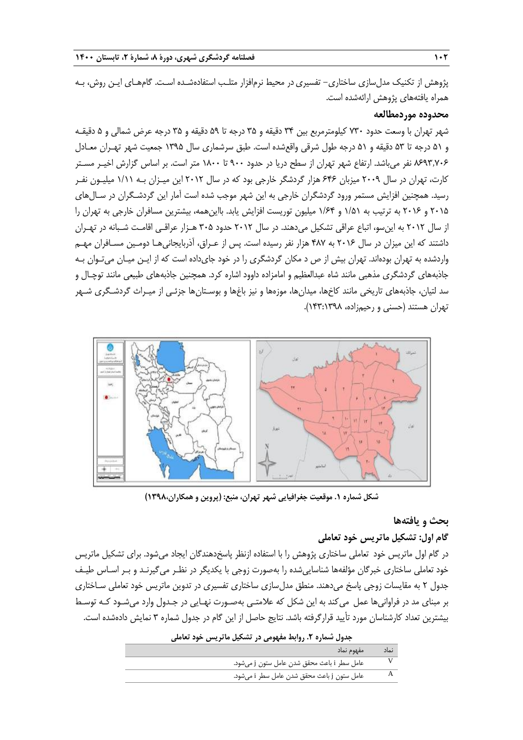پژوهش از تکنیک مدل‌سازی ساختاری- تفسیری در محیط نرم‌افزار متلب استفاده‌شده است. گام‌های این روش، به همراه یافته‌های پژوهش ارائه‌شده است.

### محدوده موردمطالعه

شهر تهران با وسعت حدود ۷۳۰ کیلومترمربع بین ۳۴ دقیقه و ۳۵ درجه تا ۵۹ دقیقه و ۳۵ درجه عرض شمالی و ۵ دقیقه و ۵۱ درجه تا ۵۳ دقیقه و ۵۱ درجه طول شرقی واقع‌شده است. طبق سرشماری سال ۱۳۹۵ جمعیت شهر تهران معادل ۸۶۹۳,۷۰۶ نفر می‌باشد. ارتفاع شهر تهران از سطح دریا در حدود ۹۰۰ تا ۱۸۰۰ متر است. بر اساس گزارش اخیر مستر کارت، تهران در سال ۲۰۰۹ میزبان ۶۴۶ هزار گردشگر خارجی بود که در سال ۲۰۱۲ این میزان به ۱/۱۱ میلیون نفر رسید. همچنین افزایش مستمر ورود گردشگران خارجی به این شهر موجب شده است آمار این گردشگران در سال‌های ۲۰۱۵ و ۲۰۱۶ به ترتیب به ۱/۵۱ و ۱/۶۴ میلیون توریست افزایش یابد. بااین‌همه، بیشترین مسافران خارجی به تهران را از سال ۲۰۱۲ به این‌سو، اتباع عراقی تشکیل می‌دهند. در سال ۲۰۱۲ حدود ۳۰۵ هزار عراقی اقامت شبانه در تهران داشتند که این میزان در سال ۲۰۱۶ به ۴۸۷ هزار نفر رسیده است. پس از عراق، آذربایجانی‌ها دومین مسافران مهم واردشده به تهران بوده‌اند. تهران بیش از ص د مکان گردشگری را در خود جای‌داده است که از این میان می‌توان به جاذبه‌های گردشگری مذهبی مانند شاه عبدالعظیم و امامزاده داوود اشاره کرد. همچنین جاذبه‌های طبیعی مانند توچال و سد لتیان، جاذبه‌های تاریخی مانند کاخ‌ها، میدان‌ها، موزه‌ها و نیز باغ‌ها و بوستان‌ها جزئی از میراث گردشگری شهر تهران هستند (حسنی و رحیم‌زاده، ۱۴۳:۱۳۹۸).

**شکل شماره ۱. موقعیت جغرافیایی شهر تهران، منبع: (پروین و همکاران،۱۳۹۸)**

## بحث و یافته‌ها

### گام اول: تشکیل ماتریس خود تعاملی

در گام اول ماتریس خود تعاملی ساختاری پژوهش را با استفاده ازنظر پاسخ‌دهندگان ایجاد می‌شود. برای تشکیل ماتریس خود تعاملی ساختاری خبرگان مؤلفه‌ها شناسایی‌شده را به‌صورت زوجی با یکدیگر در نظر می‌گیرند و بر اساس طیف جدول ۲ به مقایسات زوجی پاسخ می‌دهند. منطق مدل‌سازی ساختاری تفسیری در تدوین ماتریس خود تعاملی ساختاری بر مبنای مد در فراوانی‌ها عمل می‌کند به این شکل که علامتی به‌صورت نهایی در جدول وارد می‌شود که توسط بیشترین تعداد کارشناسان مورد تأیید قرارگرفته باشد. نتایج حاصل از این گام در جدول شماره ۳ نمایش داده‌شده است.

**جدول شماره ۲. روابط مفهومی در تشکیل ماتریس خود تعاملی**

| نماد | مفهوم نماد |
|---|---|
| V | عامل سطر i باعث محقق شدن عامل ستون j می‌شود. |
| A | عامل ستون j باعث محقق شدن عامل سطر i می‌شود. |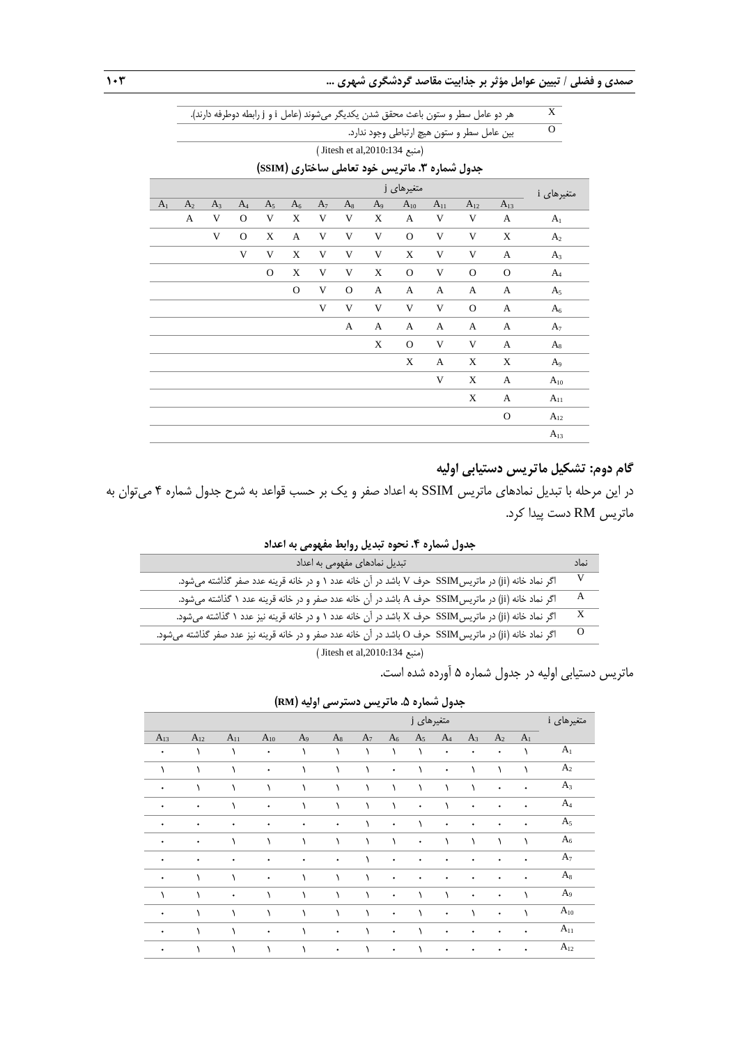| X | هر دو عامل سطر و ستون باعث محقق شدن یکدیگر می‌شوند (عامل i و j رابطه دوطرفه دارند). |
|---|---|
| O | بین عامل سطر و ستون هیچ ارتباطی وجود ندارد. |

(منبع Jitesh et al,2010:134)

**جدول شماره ۳. ماتریس خود تعاملی ساختاری (SSIM)**

| متغیرهای i | متغیرهای j | | | | | | | | | | | | |
|---|---|---|---|---|---|---|---|---|---|---|---|---|---|
| | $A_{13}$ | $A_{12}$ | $A_{11}$ | $A_{10}$ | $A_9$ | $A_8$ | $A_7$ | $A_6$ | $A_5$ | $A_4$ | $A_3$ | $A_2$ | $A_1$ |
| $A_1$ | A | V | V | A | X | V | V | X | V | O | V | A | |
| $A_2$ | X | V | V | O | V | V | V | A | X | O | V | | |
| $A_3$ | A | V | V | X | V | V | V | X | V | V | | | |
| $A_4$ | O | O | V | O | X | V | V | X | O | | | | |
| $A_5$ | A | A | A | A | A | O | V | O | | | | | |
| $A_6$ | A | O | V | V | V | V | V | | | | | | |
| $A_7$ | A | A | A | A | A | A | | | | | | | |
| $A_8$ | A | V | V | O | X | | | | | | | | |
| $A_9$ | X | X | A | X | | | | | | | | | |
| $A_{10}$ | A | X | V | | | | | | | | | | |
| $A_{11}$ | A | X | | | | | | | | | | | |
| $A_{12}$ | O | | | | | | | | | | | | |
| $A_{13}$ | | | | | | | | | | | | | |

## گام دوم: تشکیل ماتریس دستیابی اولیه

در این مرحله با تبدیل نمادهای ماتریس SSIM به اعداد صفر و یک بر حسب قواعد به شرح جدول شماره ۴ می‌توان به ماتریس RM دست پیدا کرد.

**جدول شماره ۴. نحوه تبدیل روابط مفهومی به اعداد**

| نماد | تبدیل نمادهای مفهومی به اعداد |
|---|---|
| V | اگر نماد خانه (ji) در ماتریس SSIM حرف V باشد در آن خانه عدد ۱ و در خانه قرینه عدد صفر گذاشته می‌شود. |
| A | اگر نماد خانه (ji) در ماتریس SSIM حرف A باشد در آن خانه عدد صفر و در خانه قرینه عدد ۱ گذاشته می‌شود. |
| X | اگر نماد خانه (ji) در ماتریس SSIM حرف X باشد در آن خانه عدد ۱ و در خانه قرینه نیز عدد ۱ گذاشته می‌شود. |
| O | اگر نماد خانه (ji) در ماتریس SSIM حرف O باشد در آن خانه عدد صفر و در خانه قرینه نیز عدد صفر گذاشته می‌شود. |

(منبع Jitesh et al,2010:134)

ماتریس دستیابی اولیه در جدول شماره ۵ آورده شده است.

**جدول شماره ۵. ماتریس دسترسی اولیه (RM)**

| متغیرهای i | متغیرهای j | | | | | | | | | | | | |
|---|---|---|---|---|---|---|---|---|---|---|---|---|---|
| | $A_1$ | $A_2$ | $A_3$ | $A_4$ | $A_5$ | $A_6$ | $A_7$ | $A_8$ | $A_9$ | $A_{10}$ | $A_{11}$ | $A_{12}$ | $A_{13}$ |
| $A_1$ | ۱ | ۰ | ۰ | ۰ | ۱ | ۱ | ۱ | ۱ | ۱ | ۰ | ۱ | ۱ | ۰ |
| $A_2$ | ۱ | ۱ | ۱ | ۰ | ۱ | ۰ | ۱ | ۱ | ۱ | ۰ | ۱ | ۱ | ۱ |
| $A_3$ | ۰ | ۰ | ۱ | ۱ | ۱ | ۱ | ۱ | ۱ | ۱ | ۱ | ۱ | ۱ | ۰ |
| $A_4$ | ۰ | ۰ | ۰ | ۱ | ۰ | ۱ | ۱ | ۱ | ۱ | ۰ | ۱ | ۰ | ۰ |
| $A_5$ | ۰ | ۰ | ۰ | ۰ | ۱ | ۰ | ۱ | ۰ | ۰ | ۰ | ۰ | ۰ | ۰ |
| $A_6$ | ۱ | ۱ | ۱ | ۱ | ۰ | ۱ | ۱ | ۱ | ۱ | ۱ | ۱ | ۰ | ۰ |
| $A_7$ | ۰ | ۰ | ۰ | ۰ | ۰ | ۰ | ۱ | ۰ | ۰ | ۰ | ۰ | ۰ | ۰ |
| $A_8$ | ۰ | ۰ | ۰ | ۰ | ۰ | ۰ | ۱ | ۱ | ۱ | ۰ | ۱ | ۱ | ۰ |
| $A_9$ | ۱ | ۰ | ۰ | ۱ | ۱ | ۰ | ۱ | ۱ | ۱ | ۱ | ۰ | ۱ | ۱ |
| $A_{10}$ | ۱ | ۰ | ۱ | ۰ | ۱ | ۰ | ۱ | ۱ | ۱ | ۱ | ۱ | ۱ | ۰ |
| $A_{11}$ | ۰ | ۰ | ۰ | ۰ | ۱ | ۰ | ۱ | ۰ | ۱ | ۰ | ۱ | ۱ | ۰ |
| $A_{12}$ | ۰ | ۰ | ۰ | ۰ | ۱ | ۰ | ۱ | ۰ | ۱ | ۱ | ۱ | ۱ | ۰ |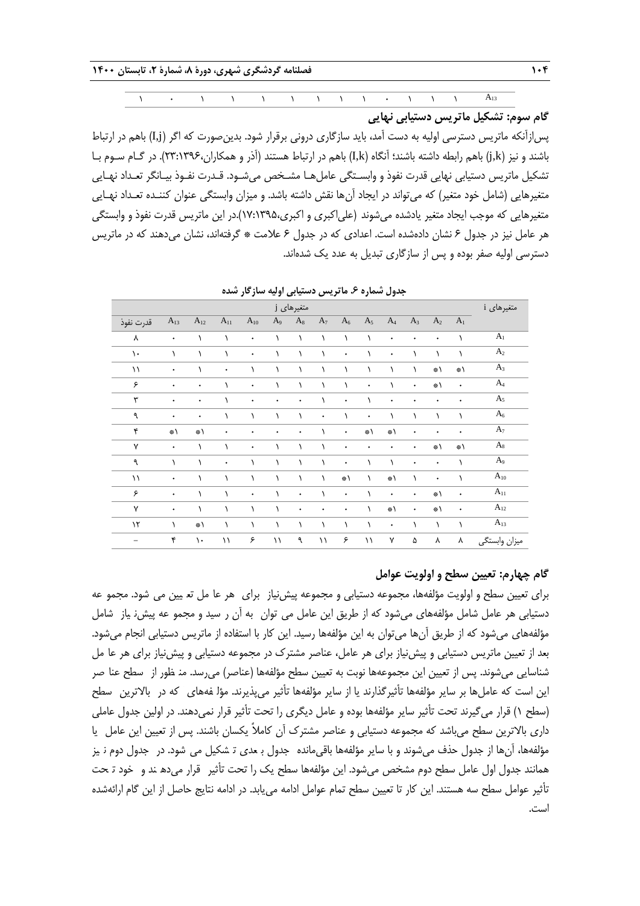| ۱ | ۰ | ۱ | ۱ | ۱ | ۱ | ۱ | ۱ | ۱ | ۰ | ۱ | ۱ | ۱ | $A_{13}$ |
|---|---|---|---|---|---|---|---|---|---|---|---|---|---|

### گام سوم: تشکیل ماتریس دستیابی نهایی

پس‌ازآنکه ماتریس دسترسی اولیه به دست آمد، باید سازگاری درونی برقرار شود. بدین‌صورت که اگر (I,j) باهم در ارتباط باشند و نیز (j,k) باهم رابطه داشته باشند؛ آنگاه (I,k) باهم در ارتباط هستند (آذر و همکاران،۲۳:۱۳۹۶). در گـام سـوم بـا تشکیل ماتریس دستیابی نهایی قدرت نفوذ و وابسـتگی عامل‌هـا مشـخص می‌شـود. قـدرت نفـوذ بیـانگر تعـداد نهـایی متغیرهایی (شامل خود متغیر) که می‌تواند در ایجاد آن‌ها نقش داشته باشد. و میزان وابستگی عنوان کننـده تعـداد نهـایی متغیرهایی که موجب ایجاد متغیر یادشده می‌شوند (علی‌اکبری و اکبری،۱۷:۱۳۹۵).در این ماتریس قدرت نفوذ و وابستگی هر عامل نیز در جدول ۶ نشان داده‌شده است. اعدادی که در جدول ۶ علامت * گرفته‌اند، نشان می‌دهند که در ماتریس دسترسی اولیه صفر بوده و پس از سازگاری تبدیل به عدد یک شده‌اند.

**جدول شماره ۶. ماتریس دستیابی اولیه سازگار شده**

| متغیرهای i | متغیرهای j | | | | | | | | | | | | | |
|---|---|---|---|---|---|---|---|---|---|---|---|---|---|---|
| | $A_1$ | $A_2$ | $A_3$ | $A_4$ | $A_5$ | $A_6$ | $A_7$ | $A_8$ | $A_9$ | $A_{10}$ | $A_{11}$ | $A_{12}$ | $A_{13}$ | قدرت نفوذ |
| $A_1$ | ۱ | ۰ | ۰ | ۰ | ۱ | ۱ | ۱ | ۱ | ۱ | ۰ | ۱ | ۱ | ۰ | ۸ |
| $A_2$ | ۱ | ۱ | ۱ | ۰ | ۱ | ۰ | ۱ | ۱ | ۱ | ۰ | ۱ | ۱ | ۱ | ۱۰ |
| $A_3$ | *۱ | *۱ | ۱ | ۱ | ۱ | ۱ | ۱ | ۱ | ۱ | ۱ | ۰ | ۱ | ۰ | ۱۱ |
| $A_4$ | ۰ | *۱ | ۰ | ۱ | ۰ | ۱ | ۱ | ۱ | ۱ | ۰ | ۱ | ۰ | ۰ | ۶ |
| $A_5$ | ۰ | ۰ | ۰ | ۰ | ۱ | ۰ | ۱ | ۰ | ۰ | ۰ | ۱ | ۰ | ۰ | ۳ |
| $A_6$ | ۱ | ۱ | ۱ | ۱ | ۰ | ۱ | ۰ | ۱ | ۱ | ۱ | ۱ | ۰ | ۰ | ۹ |
| $A_7$ | ۰ | ۰ | ۰ | *۱ | *۱ | ۰ | ۱ | ۰ | ۰ | ۰ | ۰ | *۱ | *۱ | ۴ |
| $A_8$ | *۱ | *۱ | ۰ | ۰ | ۰ | ۰ | ۱ | ۱ | ۱ | ۰ | ۱ | ۱ | ۰ | ۷ |
| $A_9$ | ۱ | ۰ | ۰ | ۱ | ۱ | ۰ | ۱ | ۱ | ۱ | ۱ | ۰ | ۱ | ۱ | ۹ |
| $A_{10}$ | ۱ | ۰ | ۱ | *۱ | ۱ | *۱ | ۱ | ۱ | ۱ | ۱ | ۱ | ۱ | ۰ | ۱۱ |
| $A_{11}$ | ۰ | *۱ | ۰ | ۰ | ۱ | ۰ | ۱ | ۰ | ۱ | ۰ | ۱ | ۱ | ۰ | ۶ |
| $A_{12}$ | ۰ | *۱ | ۰ | *۱ | ۱ | ۰ | ۰ | ۰ | ۱ | ۱ | ۱ | ۱ | ۰ | ۷ |
| $A_{13}$ | ۱ | ۱ | ۱ | ۰ | ۱ | ۱ | ۱ | ۱ | ۱ | ۱ | ۱ | *۱ | ۱ | ۱۲ |
| میزان وابستگی | ۸ | ۸ | ۵ | ۷ | ۱۱ | ۶ | ۱۱ | ۹ | ۱۱ | ۶ | ۱۱ | ۱۰ | ۴ | – |

### گام چهارم: تعیین سطح و اولویت عوامل

برای تعیین سطح و اولویت مؤلفه‌ها، مجموعه دستیابی و مجموعه پیش‌نیاز برای هر عا مل تع یین می شود. مجمو عه دستیابی هر عامل شامل مؤلفه‌های می‌شود که از طریق این عامل می توان به آن ر سید و مجمو عه پیش‌ن یاز شامل مؤلفه‌های می‌شود که از طریق آن‌ها می‌توان به این مؤلفه‌ها رسید. این کار با استفاده از ماتریس دستیابی انجام می‌شود. بعد از تعیین ماتریس دستیابی و پیش‌نیاز برای هر عامل، عناصر مشترک در مجموعه دستیابی و پیش‌نیاز برای هر عا مل شناسایی می‌شوند. پس از تعیین این مجموعه‌ها نوبت به تعیین سطح مؤلفه‌ها (عناصر) می‌رسد. من ظور از سطح عنا صر این است که عامل‌ها بر سایر مؤلفه‌ها تأثیرگذارند یا از سایر مؤلفه‌ها تأثیر می‌پذیرند. مؤل فه‌های که در بالاترین سطح (سطح ۱) قرار می‌گیرند تحت تأثیر سایر مؤلفه‌ها بوده و عامل دیگری را تحت تأثیر قرار نمی‌دهند. در اولین جدول عاملی داری بالاترین سطح می‌باشد که مجموعه دستیابی و عناصر مشترک آن کاملاً یکسان باشند. پس از تعیین این عامل یا مؤلفه‌ها، آن‌ها از جدول حذف می‌شوند و با سایر مؤلفه‌ها باقی‌مانده جدول ب عدی ت شکیل می شود. در جدول دوم ن یز همانند جدول اول عامل سطح دوم مشخص می‌شود. این مؤلفه‌ها سطح یک را تحت تأثیر قرار می‌ده ند و خود ت حت تأثیر عوامل سطح سه هستند. این کار تا تعیین سطح تمام عوامل ادامه می‌یابد. در ادامه نتایج حاصل از این گام ارائه‌شده است.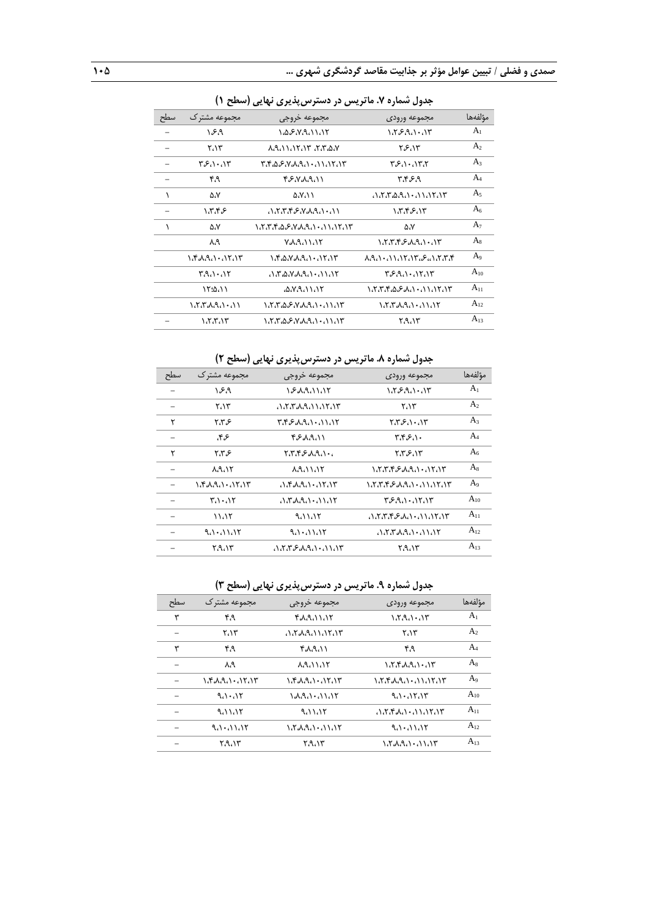**جدول شماره ۷. ماتریس در دسترس‌پذیری نهایی (سطح ۱)**

| مؤلفه‌ها | مجموعه ورودی | مجموعه خروجی | مجموعه مشترک | سطح |
|---|---|---|---|---|
| $A_1$ | ۱،۲،۶،۹،۱۰،۱۳ | ۱،۵،۶،۷،۹،۱۱،۱۲ | ۱،۶،۹ | – |
| $A_2$ | ۲،۶،۱۳ | ۸،۹،۱۱،۱۲،۱۳ ،۲،۳،۵،۷ | ۲،۱۳ | – |
| $A_3$ | ۳،۶،۱۰،۱۳،۲ | ۳،۴،۵،۶،۷،۸،۹،۱۰،۱۱،۱۲،۱۳ | ۳،۶،۱۰،۱۳ | – |
| $A_4$ | ۳،۴،۶،۹ | ۴،۶،۷،۸،۹،۱۱ | ۴،۹ | – |
| $A_5$ | ،۱،۲،۳،۵،۹،۱۰،۱۱،۱۲،۱۳ | ۵،۷،۱۱ | ۵،۷ | ۱ |
| $A_6$ | ۱،۳،۴،۶،۱۳ | ،۱،۲،۳،۴،۶،۷،۸،۹،۱۰،۱۱ | ۱،۳،۴،۶ | – |
| $A_7$ | ۵،۷ | ۱،۲،۳،۴،۵،۶،۷،۸،۹،۱۰،۱۱،۱۲،۱۳ | ۵،۷ | ۱ |
| $A_8$ | ۱،۲،۳،۴،۶،۸،۹،۱۰،۱۳ | ۷،۸،۹،۱۱،۱۲ | ۸،۹ | |
| $A_9$ | ۸،۹،۱۰،۱۱،۱۲،۱۳،۶،،۱،۲،۳،۴ | ۱،۴،۵،۷،۸،۹،۱۰،۱۲،۱۳ | ۱،۴،۸،۹،۱۰،۱۲،۱۳ | |
| $A_{10}$ | ۳،۶،۹،۱۰،۱۲،۱۳ | ،۱،۳،۵،۷،۸،۹،۱۰،۱۱،۱۲ | ۳،۹،۱۰،۱۲ | |
| $A_{11}$ | ۱،۲،۳،۴،۵،۶،۸،۱۰،۱۱،۱۲،۱۳ | ،۵،۷،۹،۱۱،۱۲ | ۱۲،۵،۱۱ | |
| $A_{12}$ | ۱،۲،۳،۸،۹،۱۰،۱۱،۱۲ | ۱،۲،۳،۵،۶،۷،۸،۹،۱۰،۱۱،۱۳ | ۱،۲،۳،۸،۹،۱۰،۱۱ | |
| $A_{13}$ | ۲،۹،۱۳ | ۱،۲،۳،۵،۶،۷،۸،۹،۱۰،۱۱،۱۳ | ۱،۲،۳،۱۳ | – |

**جدول شماره ۸. ماتریس در دسترس‌پذیری نهایی (سطح ۲)**

| مؤلفه‌ها | مجموعه ورودی | مجموعه خروجی | مجموعه مشترک | سطح |
|---|---|---|---|---|
| $A_1$ | ۱،۲،۶،۹،۱۰،۱۳ | ۱،۶،۸،۹،۱۱،۱۲ | ۱،۶،۹ | – |
| $A_2$ | ۲،۱۳ | ،۱،۲،۳،۸،۹،۱۱،۱۲،۱۳ | ۲،۱۳ | – |
| $A_3$ | ۲،۳،۶،۱۰،۱۳ | ۳،۴،۶،۸،۹،۱۰،۱۱،۱۲ | ۲،۳،۶ | ۲ |
| $A_4$ | ۳،۴،۶،۱۰ | ۴،۶،۸،۹،۱۱ | ،۴،۶ | – |
| $A_6$ | ۲،۳،۶،۱۳ | ۲،۳،۴،۶،۸،۹،۱۰، | ۲،۳،۶ | ۲ |
| $A_8$ | ۱،۲،۳،۴،۶،۸،۹،۱۰،۱۲،۱۳ | ۸،۹،۱۱،۱۲ | ۸،۹،۱۲ | – |
| $A_9$ | ۱،۲،۳،۴،۶،۸،۹،۱۰،۱۱،۱۲،۱۳ | ،۱،۴،۸،۹،۱۰،۱۲،۱۳ | ۱،۴،۸،۹،۱۰،۱۲،۱۳ | – |
| $A_{10}$ | ۳،۶،۹،۱۰،۱۲،۱۳ | ،۱،۳،۸،۹،۱۰،۱۱،۱۲ | ۳،۱۰،۱۲ | – |
| $A_{11}$ | ،۱،۲،۳،۴،۶،۸،۱۰،۱۱،۱۲،۱۳ | ۹،۱۱،۱۲ | ۱۱،۱۲ | – |
| $A_{12}$ | ،۱،۲،۳،۸،۹،۱۰،۱۱،۱۲ | ۹،۱۰،۱۱،۱۲ | ۹،۱۰،۱۱،۱۲ | – |
| $A_{13}$ | ۲،۹،۱۳ | ،۱،۲،۳،۶،۸،۹،۱۰،۱۱،۱۳ | ۲،۹،۱۳ | – |

**جدول شماره ۹. ماتریس در دسترس‌پذیری نهایی (سطح ۳)**

| مؤلفه‌ها | مجموعه ورودی | مجموعه خروجی | مجموعه مشترک | سطح |
|---|---|---|---|---|
| $A_1$ | ۱،۲،۹،۱۰،۱۳ | ۴،۸،۹،۱۱،۱۲ | ۴،۹ | ۳ |
| $A_2$ | ۲،۱۳ | ،۱،۲،۸،۹،۱۱،۱۲،۱۳ | ۲،۱۳ | – |
| $A_4$ | ۴،۹ | ۴،۸،۹،۱۱ | ۴،۹ | ۳ |
| $A_8$ | ۱،۲،۴،۸،۹،۱۰،۱۳ | ۸،۹،۱۱،۱۲ | ۸،۹ | – |
| $A_9$ | ۱،۲،۴،۸،۹،۱۰،۱۱،۱۲،۱۳ | ۱،۴،۸،۹،۱۰،۱۲،۱۳ | ۱،۴،۸،۹،۱۰،۱۲،۱۳ | – |
| $A_{10}$ | ۹،۱۰،۱۲،۱۳ | ۱،۸،۹،۱۰،۱۱،۱۲ | ۹،۱۰،۱۲ | – |
| $A_{11}$ | ،۱،۲،۴،۸،۱۰،۱۱،۱۲،۱۳ | ۹،۱۱،۱۲ | ۹،۱۱،۱۲ | – |
| $A_{12}$ | ۹،۱۰،۱۱،۱۲ | ۱،۲،۸،۹،۱۰،۱۱،۱۲ | ۹،۱۰،۱۱،۱۲ | – |
| $A_{13}$ | ۱،۲،۸،۹،۱۰،۱۱،۱۳ | ۲،۹،۱۳ | ۲،۹،۱۳ | – |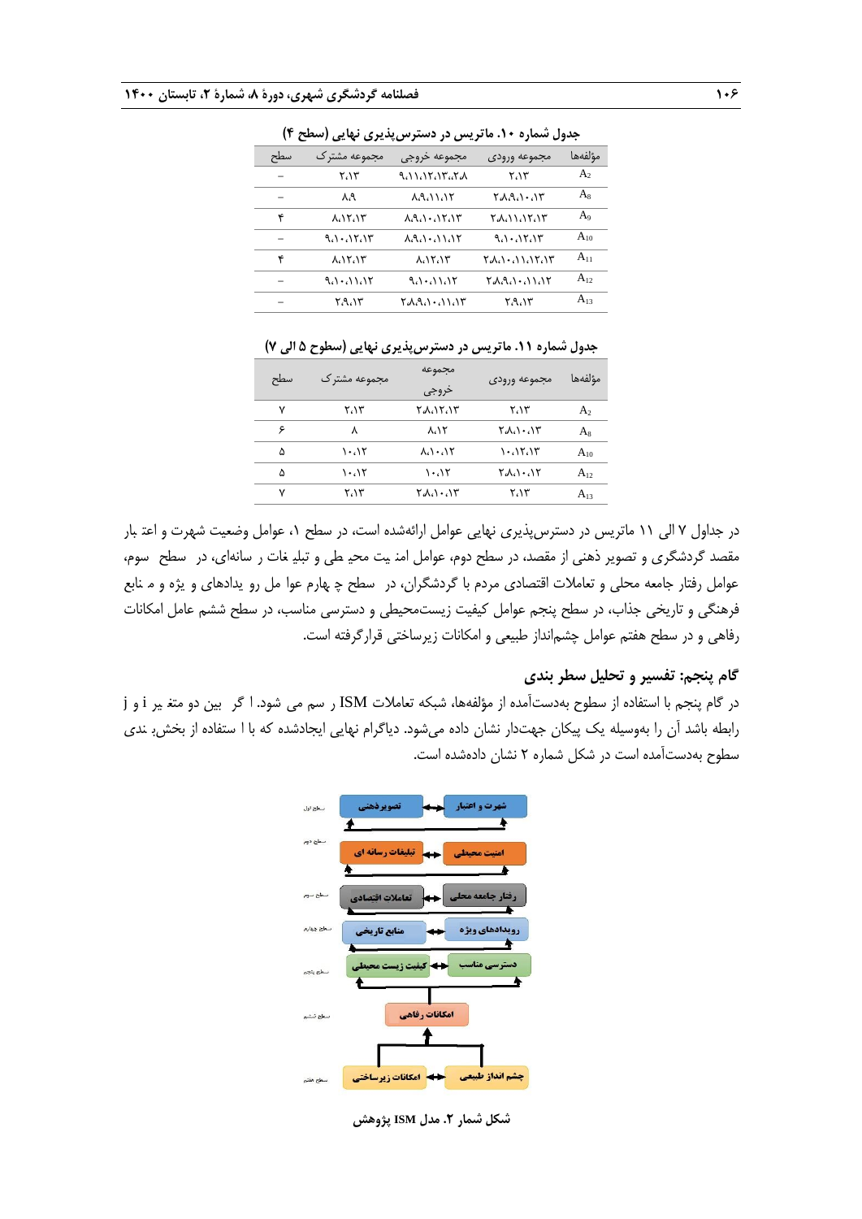جدول شماره ۱۰. ماتریس در دسترس‌پذیری نهایی (سطح ۴)

| مؤلفه‌ها | مجموعه ورودی | مجموعه خروجی | مجموعه مشترک | سطح |
|---|---|---|---|---|
| $A_2$ | ۲،۱۳ | ۹،۱۱،۱۲،۱۳،۲،۸ | ۲،۱۳ | – |
| $A_8$ | ۲،۸،۹،۱۰،۱۳ | ۸،۹،۱۱،۱۲ | ۸،۹ | – |
| $A_9$ | ۲،۸،۱۱،۱۲،۱۳ | ۸،۹،۱۰،۱۲،۱۳ | ۸،۱۲،۱۳ | ۴ |
| $A_{10}$ | ۹،۱۰،۱۲،۱۳ | ۸،۹،۱۰،۱۱،۱۲ | ۹،۱۰،۱۲،۱۳ | – |
| $A_{11}$ | ۲،۸،۱۰،۱۱،۱۲،۱۳ | ۸،۱۲،۱۳ | ۸،۱۲،۱۳ | ۴ |
| $A_{12}$ | ۲،۸،۹،۱۰،۱۱،۱۲ | ۹،۱۰،۱۱،۱۲ | ۹،۱۰،۱۱،۱۲ | – |
| $A_{13}$ | ۲،۹،۱۳ | ۲،۸،۹،۱۰،۱۱،۱۳ | ۲،۹،۱۳ | – |

جدول شماره ۱۱. ماتریس در دسترس‌پذیری نهایی (سطوح ۵ الی ۷)

| مؤلفه‌ها | مجموعه ورودی | مجموعه خروجی | مجموعه مشترک | سطح |
|---|---|---|---|---|
| $A_2$ | ۲،۱۳ | ۲،۸،۱۲،۱۳ | ۲،۱۳ | ۷ |
| $A_8$ | ۲،۸،۱۰،۱۳ | ۸،۱۲ | ۸ | ۶ |
| $A_{10}$ | ۱۰،۱۲،۱۳ | ۸،۱۰،۱۲ | ۱۰،۱۲ | ۵ |
| $A_{12}$ | ۲،۸،۱۰،۱۲ | ۱۰،۱۲ | ۱۰،۱۲ | ۵ |
| $A_{13}$ | ۲،۱۳ | ۲،۸،۱۰،۱۳ | ۲،۱۳ | ۷ |

در جداول ۷ الی ۱۱ ماتریس در دسترس‌پذیری نهایی عوامل ارائه‌شده است، در سطح ۱، عوامل وضعیت شهرت و اعتبار مقصد گردشگری و تصویر ذهنی از مقصد، در سطح دوم، عوامل امنیت محیطی و تبلیغات رسانه‌ای، در سطح سوم، عوامل رفتار جامعه محلی و تعاملات اقتصادی مردم با گردشگران، در سطح چهارم عوامل رویدادهای ویژه و منابع فرهنگی و تاریخی جذاب، در سطح پنجم عوامل کیفیت زیست‌محیطی و دسترسی مناسب، در سطح ششم عامل امکانات رفاهی و در سطح هفتم عوامل چشم‌انداز طبیعی و امکانات زیرساختی قرارگرفته است.

## گام پنجم: تفسیر و تحلیل سطر بندی

در گام پنجم با استفاده از سطوح به‌دست‌آمده از مؤلفه‌ها، شبکه تعاملات ISM رسم می شود. اگر بین دو متغیر i و j رابطه باشد آن را به‌وسیله یک پیکان جهت‌دار نشان داده می‌شود. دیاگرام نهایی ایجادشده که با استفاده از بخش‌بندی سطوح به‌دست‌آمده است در شکل شماره ۲ نشان داده‌شده است.

شکل شمار ۲. مدل ISM پژوهش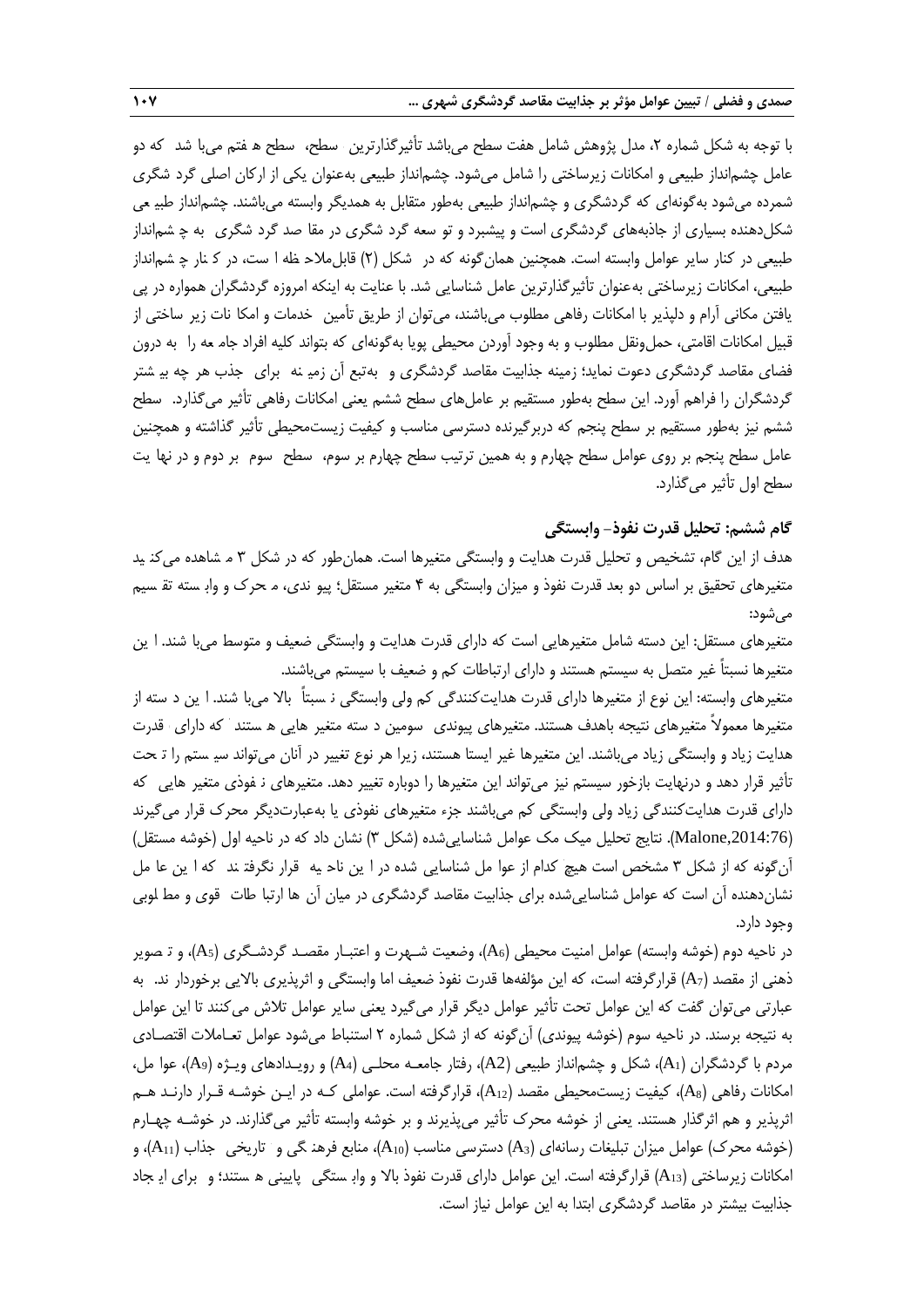با توجه به شکل شماره ۲، مدل پژوهش شامل هفت سطح می‌باشد تأثیرگذارترین سطح، سطح هفتم می‌باشد که دو عامل چشم‌انداز طبیعی و امکانات زیرساختی را شامل می‌شود. چشم‌انداز طبیعی به‌عنوان یکی از ارکان اصلی گردشگری شمرده می‌شود به‌گونه‌ای که گردشگری و چشم‌انداز طبیعی به‌طور متقابل به همدیگر وابسته می‌باشند. چشم‌انداز طبیعی شکل‌دهنده بسیاری از جاذبه‌های گردشگری است و پیشبرد و توسعه گردشگری در مقاصد گردشگری به چشم‌انداز طبیعی در کنار سایر عوامل وابسته است. همچنین همان‌گونه که در شکل (۲) قابل‌ملاحظه است، در کنار چشم‌انداز طبیعی، امکانات زیرساختی به‌عنوان تأثیرگذارترین عامل شناسایی شد. با عنایت به اینکه امروزه گردشگران همواره در پی یافتن مکانی آرام و دلپذیر با امکانات رفاهی مطلوب می‌باشند، می‌توان از طریق تأمین خدمات و امکانات زیرساختی از قبیل امکانات اقامتی، حمل‌ونقل مطلوب و به وجود آوردن محیطی پویا به‌گونه‌ای که بتواند کلیه افراد جامعه را به درون فضای مقاصد گردشگری دعوت نماید؛ زمینه جذابیت مقاصد گردشگری و به‌تبع آن زمینه برای جذب هر چه بیشتر گردشگران را فراهم آورد. این سطح به‌طور مستقیم بر عامل‌های سطح ششم یعنی امکانات رفاهی تأثیر می‌گذارد. سطح ششم نیز به‌طور مستقیم بر سطح پنجم که دربرگیرنده دسترسی مناسب و کیفیت زیست‌محیطی تأثیر گذاشته و همچنین عامل سطح پنجم بر روی عوامل سطح چهارم و به همین ترتیب سطح چهارم بر سوم، سطح سوم بر دوم و در نهایت سطح اول تأثیر می‌گذارد.

## گام ششم: تحلیل قدرت نفوذ- وابستگی

هدف از این گام، تشخیص و تحلیل قدرت هدایت و وابستگی متغیرها است. همان‌طور که در شکل ۳ مشاهده می‌کنید متغیرهای تحقیق بر اساس دو بعد قدرت نفوذ و میزان وابستگی به ۴ متغیر مستقل؛ پیوندی، محرک و وابسته تقسیم می‌شود:

متغیرهای مستقل: این دسته شامل متغیرهایی است که دارای قدرت هدایت و وابستگی ضعیف و متوسط می‌باشند. این متغیرها نسبتاً غیر متصل به سیستم هستند و دارای ارتباطات کم و ضعیف با سیستم می‌باشند.

متغیرهای وابسته: این نوع از متغیرها دارای قدرت هدایت‌کنندگی کم ولی وابستگی نسبتاً بالا می‌باشند. این دسته از متغیرها معمولاً متغیرهای نتیجه باهدف هستند. متغیرهای پیوندی سومین دسته متغیرهایی هستند که دارای قدرت هدایت زیاد و وابستگی زیاد می‌باشند. این متغیرها غیر ایستا هستند، زیرا هر نوع تغییر در آنان می‌تواند سیستم را تحت تأثیر قرار دهد و درنهایت بازخور سیستم نیز می‌تواند این متغیرها را دوباره تغییر دهد. متغیرهای نفوذی متغیرهایی که دارای قدرت هدایت‌کنندگی زیاد ولی وابستگی کم می‌باشند جزء متغیرهای نفوذی یا به‌عبارت‌دیگر محرک قرار می‌گیرند (Malone,2014:76). نتایج تحلیل میک مک عوامل شناسایی‌شده (شکل ۳) نشان داد که در ناحیه اول (خوشه مستقل) آن‌گونه که از شکل ۳ مشخص است هیچ کدام از عوامل شناسایی شده در این ناحیه قرار نگرفته‌اند که این عامل نشان‌دهنده آن است که عوامل شناسایی‌شده برای جذابیت مقاصد گردشگری در میان آن ها ارتباطات قوی و مطلوبی وجود دارد.

در ناحیه دوم (خوشه وابسته) عوامل امنیت محیطی ($A_6$)، وضعیت شهرت و اعتبار مقصد گردشگری ($A_5$)، و تصویر ذهنی از مقصد ($A_7$) قرارگرفته است، که این مؤلفه‌ها قدرت نفوذ ضعیف اما وابستگی و اثرپذیری بالایی برخوردار ند. به عبارتی می‌توان گفت که این عوامل تحت تأثیر عوامل دیگر قرار می‌گیرد یعنی سایر عوامل تلاش می‌کنند تا این عوامل به نتیجه برسند. در ناحیه سوم (خوشه پیوندی) آن‌گونه که از شکل شماره ۲ استنباط می‌شود عوامل تعاملات اقتصادی مردم با گردشگران ($A_1$)، شکل و چشم‌انداز طبیعی ($A2$)، رفتار جامعه محلی ($A_4$) و رویدادهای ویژه ($A_9$)، عوامل، امکانات رفاهی ($A_8$)، کیفیت زیست‌محیطی مقصد ($A_{12}$)، قرارگرفته است. عواملی که در این خوشه قرار دارند هم اثرپذیر و هم اثرگذار هستند. یعنی از خوشه محرک تأثیر می‌پذیرند و بر خوشه وابسته تأثیر می‌گذارند. در خوشه چهارم (خوشه محرک) عوامل میزان تبلیغات رسانه‌ای ($A_{10}$)، دسترسی مناسب ($A_3$)، منابع فرهنگی و تاریخی جذاب ($A_{11}$)، و امکانات زیرساختی ($A_{13}$) قرارگرفته است. این عوامل دارای قدرت نفوذ بالا و وابستگی پایینی هستند؛ و برای ایجاد جذابیت بیشتر در مقاصد گردشگری ابتدا به این عوامل نیاز است.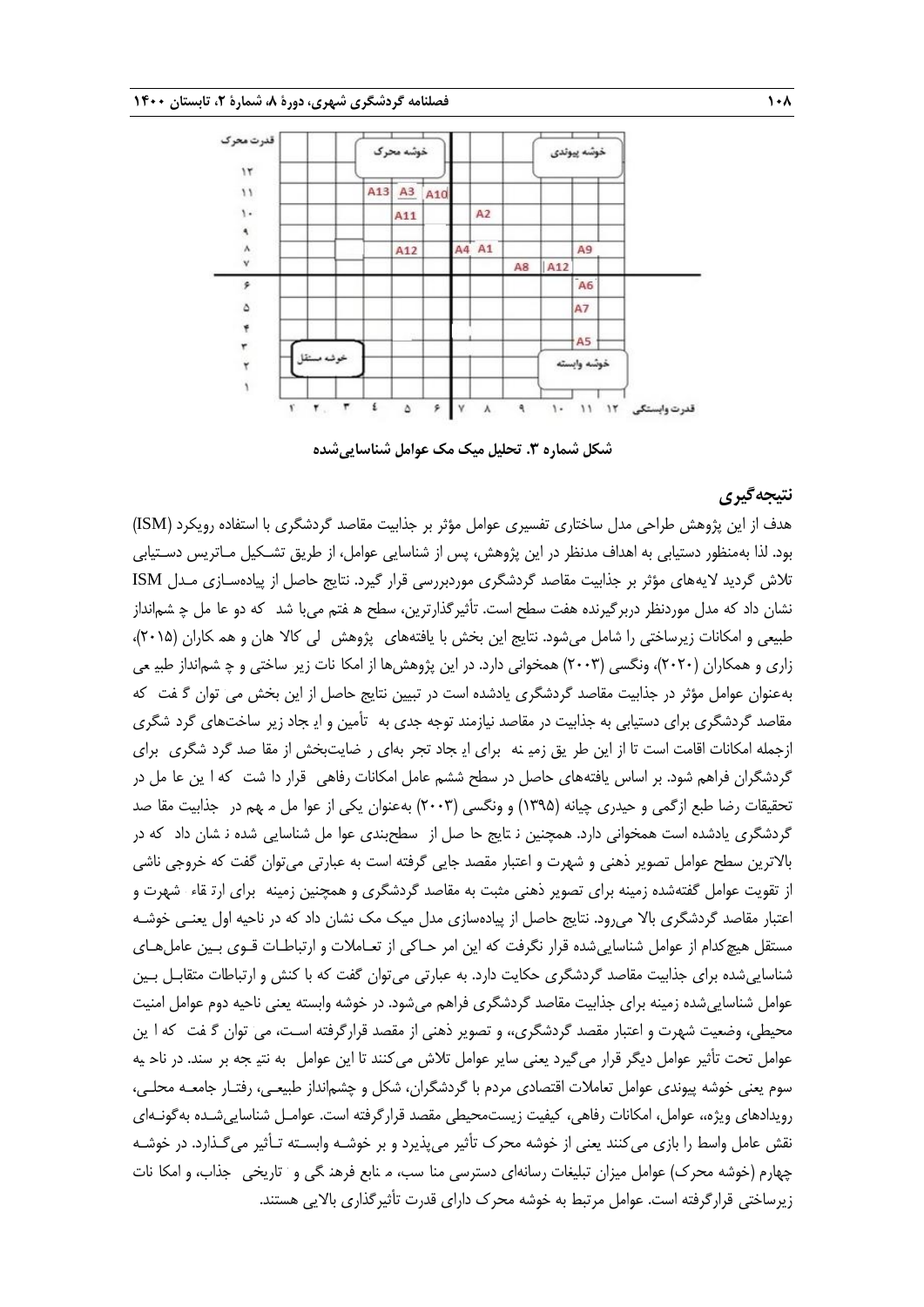**شکل شماره ۳. تحلیل میک مک عوامل شناسایی‌شده**

## نتیجه‌گیری

هدف از این پژوهش طراحی مدل ساختاری تفسیری عوامل مؤثر بر جذابیت مقاصد گردشگری با استفاده رویکرد (ISM) بود. لذا به‌منظور دستیابی به اهداف مدنظر در این پژوهش، پس از شناسایی عوامل، از طریق تشکیل ماتریس دستیابی تلاش گردید لایه‌های مؤثر بر جذابیت مقاصد گردشگری موردبررسی قرار گیرد. نتایج حاصل از پیاده‌سازی مدل ISM نشان داد که مدل موردنظر دربرگیرنده هفت سطح است. تأثیرگذارترین، سطح هفتم می‌باشد که دو عامل چشم‌انداز طبیعی و امکانات زیرساختی را شامل می‌شود. نتایج این بخش با یافته‌های پژوهش لی کالا هان و هم کاران (۲۰۱۵)، زاری و همکاران (۲۰۲۰)، ونگسی (۲۰۰۳) همخوانی دارد. در این پژوهش‌ها از امکانات زیر ساختی و چشم‌انداز طبیعی به‌عنوان عوامل مؤثر در جذابیت مقاصد گردشگری یادشده است در تبیین نتایج حاصل از این بخش می توان گفت که مقاصد گردشگری برای دستیابی به جذابیت در مقاصد نیازمند توجه جدی به تأمین و ایجاد زیر ساخت‌های گردشگری ازجمله امکانات اقامت است تا از این طریق زمینه برای ایجاد تجربه‌ای رضایت‌بخش از مقاصد گردشگری برای گردشگران فراهم شود. بر اساس یافته‌های حاصل در سطح ششم عامل امکانات رفاهی قرار داشت که این عامل در تحقیقات رضا طبع ازگمی و حیدری چیانه (۱۳۹۵) و ونگسی (۲۰۰۳) به‌عنوان یکی از عوامل مهم در جذابیت مقاصد گردشگری یادشده است همخوانی دارد. همچنین نتایج حاصل از سطح‌بندی عوامل شناسایی شده نشان داد که در بالاترین سطح عوامل تصویر ذهنی و شهرت و اعتبار مقصد جایی گرفته است به عبارتی می‌توان گفت که خروجی ناشی از تقویت عوامل گفته‌شده زمینه برای تصویر ذهنی مثبت به مقاصد گردشگری و همچنین زمینه برای ارتقاء شهرت و اعتبار مقاصد گردشگری بالا می‌رود. نتایج حاصل از پیاده‌سازی مدل میک مک نشان داد که در ناحیه اول یعنی خوشه مستقل هیچ‌کدام از عوامل شناسایی‌شده قرار نگرفت که این امر حاکی از تعاملات و ارتباطات قوی بین عامل‌های شناسایی‌شده برای جذابیت مقاصد گردشگری حکایت دارد. به عبارتی می‌توان گفت که با کنش و ارتباطات متقابل بین عوامل شناسایی‌شده زمینه برای جذابیت مقاصد گردشگری فراهم می‌شود. در خوشه وابسته یعنی ناحیه دوم عوامل امنیت محیطی، وضعیت شهرت و اعتبار مقصد گردشگری،، و تصویر ذهنی از مقصد قرارگرفته است، می توان گفت که این عوامل تحت تأثیر عوامل دیگر قرار می‌گیرد یعنی سایر عوامل تلاش می‌کنند تا این عوامل به نتیجه بر سند. در ناحیه سوم یعنی خوشه پیوندی عوامل تعاملات اقتصادی مردم با گردشگران، شکل و چشم‌انداز طبیعی، رفتار جامعه محلی، رویدادهای ویژه،، عوامل، امکانات رفاهی، کیفیت زیست‌محیطی مقصد قرارگرفته است. عوامل شناسایی‌شده به‌گونه‌ای نقش عامل واسط را بازی می‌کنند یعنی از خوشه محرک تأثیر می‌پذیرد و بر خوشه وابسته تأثیر می‌گذارد. در خوشه چهارم (خوشه محرک) عوامل میزان تبلیغات رسانه‌ای دسترسی مناسب، منابع فرهنگی و تاریخی جذاب، و امکانات زیرساختی قرارگرفته است. عوامل مرتبط به خوشه محرک دارای قدرت تأثیرگذاری بالایی هستند.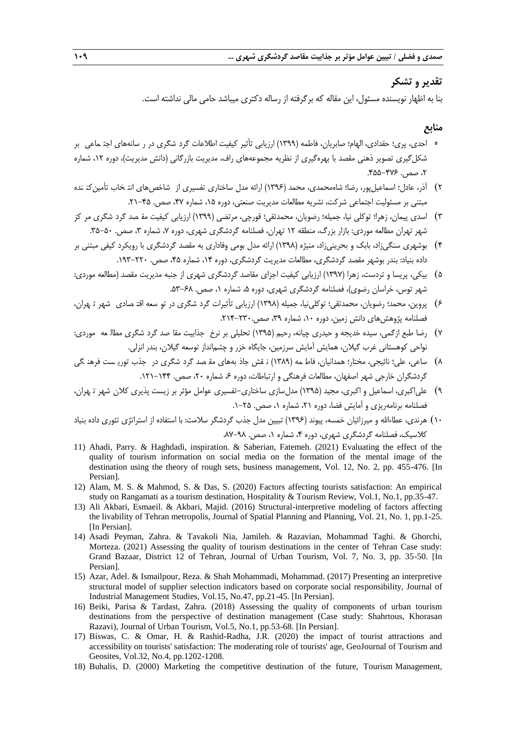## تقدیر و تشکر

بنا به اظهار نویسنده مسئول، این مقاله که برگرفته از رساله دکتری میباشد حامی مالی نداشته است.

## منابع

۱) احدی، پری؛ حقدادی، الهام؛ صابریان، فاطمه (۱۳۹۹) ارزیابی تأثیر کیفیت اطلاعات گرد شگری در ر سانههای اجت ماعی بر شکل‌گیری تصویر ذهنی مقصد با بهره‌گیری از نظریه مجموعه‌های راف، مدیریت بازرگانی (دانش مدیریت)، دوره ۱۲، شماره ۲، صص. ۴۷۶-۴۵۵.

۲) آذر، عادل؛ اسماعیل‌پور، رضا؛ شاه‌محمدی، محمد (۱۳۹۶) ارائه مدل ساختاری تفسیری از شاخص‌های انت خاب تأمین‌کن نده مبتنی بر مسئولیت اجتماعی شرکت، نشریه مطالعات مدیریت صنعتی، دوره ۱۵، شماره ۴۷، صص. ۴۵-۲۱.

۳) اسدی پیمان، زهرا؛ توکلی نیا، جمیله؛ رضویان، محمدتقی؛ قورچی، مرتضی (۱۳۹۹) ارزیابی کیفیت مق صد گرد شگری مر کز شهر تهران مطالعه موردی: بازار بزرگ، منطقه ۱۲ تهران، فصلنامه گردشگری شهری، دوره ۷، شماره ۳، صص. ۵۰-۳۵.

۴) بوشهری سنگی‌زاد، بابک و بحرینی‌زاد، منیژه (۱۳۹۸) ارائه مدل بومی وفاداری به مقصد گردشگری با رویکرد کیفی مبتنی بر داده بنیاد: بندر بوشهر مقصد گردشگری، مطالعات مدیریت گردشگری، دوره ۱۴، شماره ۴۵، صص. ۲۲۰-۱۹۳.

۵) بیکی، پریسا و تردست، زهرا (۱۳۹۷) ارزیابی کیفیت اجزای مقاصد گردشگری شهری از جنبه مدیریت مقصد (مطالعه موردی: شهر توس، خراسان رضوی)، فصلنامه گردشگری شهری، دوره ۵، شماره ۱، صص. ۶۸-۵۳.

۶) پروین، محمد؛ رضویان، محمدتقی؛ توکلی‌نیا، جمیله (۱۳۹۸) ارزیابی تأثیرات گرد شگری در تو سعه اقت صادی شهر ت هران، فصلنامه پژوهش‌های دانش زمین، دوره ۱۰، شماره ۳۹، صص.۲۳۰-۲۱۴.

۷) رضا طبع ازگمی، سیده خدیجه و حیدری چیانه، رحیم (۱۳۹۵) تحلیلی بر نرخ جذابیت مقا صد گرد شگری مطال عه موردی: نواحی کوهستانی غرب گیلان، همایش آمایش سرزمین، جایگاه خزر و چشم‌انداز توسعه گیلان، بندر انزلی.

۸) ساعی، علی؛ نائیجی، مختار؛ همدانیان، فاط مه (۱۳۸۹) ن قش جاذ به‌های مق صد گرد شگری در جذب توری ست فرهن گی گردشگران خارجی شهر اصفهان، مطالعات فرهنگی و ارتباطات، دوره ۶، شماره ۲۰، صص. ۱۴۴-۱۲۱.

۹) علی‌اکبری، اسماعیل و اکبری، مجید (۱۳۹۵) مدل‌سازی ساختاری-تفسیری عوامل مؤثر بر زیست پذیری کلان شهر ت هران، فصلنامه برنامه‌ریزی و آمایش فضا، دوره ۲۱، شماره ۱، صص. ۲۵-۱.

۱۰) هرندی، عطاءالله و میرزائیان خمسه، پیوند (۱۳۹۶) تبیین مدل جذب گردشگر سلامت: با استفاده از استراتژی تئوری داده بنیاد کلاسیک، فصلنامه گردشگری شهری، دوره ۴، شماره ۱، صص. ۹۸-۸۷.

11) Ahadi, Parry. & Haghdadi, inspiration. & Saberian, Fatemeh. (2021) Evaluating the effect of the quality of tourism information on social media on the formation of the mental image of the destination using the theory of rough sets, business management, Vol. 12, No. 2, pp. 455-476. [In Persian].

12) Alam, M. S. & Mahmod, S. & Das, S. (2020) Factors affecting tourists satisfaction: An empirical study on Rangamati as a tourism destination, Hospitality & Tourism Review, Vol.1, No.1, pp.35-47.

13) Ali Akbari, Esmaeil. & Akbari, Majid. (2016) Structural-interpretive modeling of factors affecting the livability of Tehran metropolis, Journal of Spatial Planning and Planning, Vol. 21, No. 1, pp.1-25. [In Persian].

14) Asadi Peyman, Zahra. & Tavakoli Nia, Jamileh. & Razavian, Mohammad Taghi. & Ghorchi, Morteza. (2021) Assessing the quality of tourism destinations in the center of Tehran Case study: Grand Bazaar, District 12 of Tehran, Journal of Urban Tourism, Vol. 7, No. 3, pp. 35-50. [In Persian].

15) Azar, Adel. & Ismailpour, Reza. & Shah Mohammadi, Mohammad. (2017) Presenting an interpretive structural model of supplier selection indicators based on corporate social responsibility, Journal of Industrial Management Studies, Vol.15, No.47, pp.21-45. [In Persian].

16) Beiki, Parisa & Tardast, Zahra. (2018) Assessing the quality of components of urban tourism destinations from the perspective of destination management (Case study: Shahrtous, Khorasan Razavi), Journal of Urban Tourism, Vol.5, No.1, pp.53-68. [In Persian].

17) Biswas, C. & Omar, H. & Rashid-Radha, J.R. (2020) the impact of tourist attractions and accessibility on tourists' satisfaction: The moderating role of tourists' age, GeoJournal of Tourism and Geosites, Vol.32, No.4, pp.1202-1208.

18) Buhalis, D. (2000) Marketing the competitive destination of the future, Tourism Management,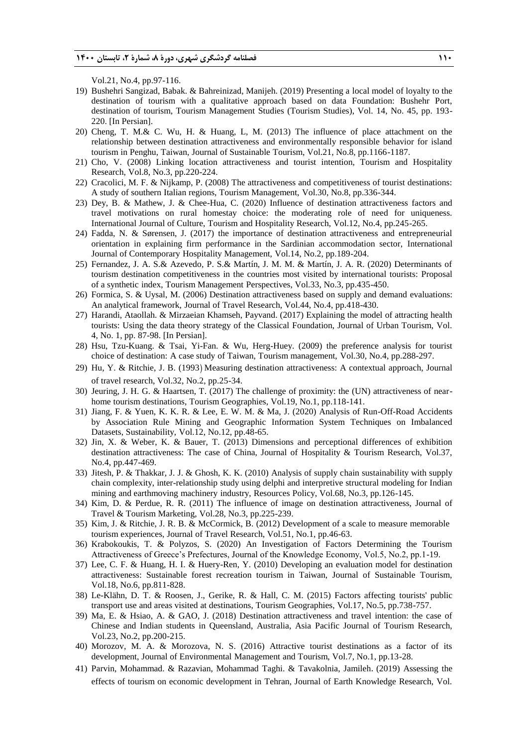Vol.21, No.4, pp.97-116.

19) Bushehri Sangizad, Babak. & Bahreinizad, Manijeh. (2019) Presenting a local model of loyalty to the destination of tourism with a qualitative approach based on data Foundation: Bushehr Port, destination of tourism, Tourism Management Studies (Tourism Studies), Vol. 14, No. 45, pp. 193-220. [In Persian].
20) Cheng, T. M.& C. Wu, H. & Huang, L, M. (2013) The influence of place attachment on the relationship between destination attractiveness and environmentally responsible behavior for island tourism in Penghu, Taiwan, Journal of Sustainable Tourism, Vol.21, No.8, pp.1166-1187.
21) Cho, V. (2008) Linking location attractiveness and tourist intention, Tourism and Hospitality Research, Vol.8, No.3, pp.220-224.
22) Cracolici, M. F. & Nijkamp, P. (2008) The attractiveness and competitiveness of tourist destinations: A study of southern Italian regions, Tourism Management, Vol.30, No.8, pp.336-344.
23) Dey, B. & Mathew, J. & Chee-Hua, C. (2020) Influence of destination attractiveness factors and travel motivations on rural homestay choice: the moderating role of need for uniqueness. International Journal of Culture, Tourism and Hospitality Research, Vol.12, No.4, pp.245-265.
24) Fadda, N. & Sørensen, J. (2017) the importance of destination attractiveness and entrepreneurial orientation in explaining firm performance in the Sardinian accommodation sector, International Journal of Contemporary Hospitality Management, Vol.14, No.2, pp.189-204.
25) Fernandez, J. A. S.& Azevedo, P. S.& Martín, J. M. M. & Martín, J. A. R. (2020) Determinants of tourism destination competitiveness in the countries most visited by international tourists: Proposal of a synthetic index, Tourism Management Perspectives, Vol.33, No.3, pp.435-450.
26) Formica, S. & Uysal, M. (2006) Destination attractiveness based on supply and demand evaluations: An analytical framework, Journal of Travel Research, Vol.44, No.4, pp.418-430.
27) Harandi, Ataollah. & Mirzaeian Khamseh, Payvand. (2017) Explaining the model of attracting health tourists: Using the data theory strategy of the Classical Foundation, Journal of Urban Tourism, Vol. 4, No. 1, pp. 87-98. [In Persian].
28) Hsu, Tzu-Kuang. & Tsai, Yi-Fan. & Wu, Herg-Huey. (2009) the preference analysis for tourist choice of destination: A case study of Taiwan, Tourism management, Vol.30, No.4, pp.288-297.
29) Hu, Y. & Ritchie, J. B. (1993) Measuring destination attractiveness: A contextual approach, Journal of travel research, Vol.32, No.2, pp.25-34.
30) Jeuring, J. H. G. & Haartsen, T. (2017) The challenge of proximity: the (UN) attractiveness of near-home tourism destinations, Tourism Geographies, Vol.19, No.1, pp.118-141.
31) Jiang, F. & Yuen, K. K. R. & Lee, E. W. M. & Ma, J. (2020) Analysis of Run-Off-Road Accidents by Association Rule Mining and Geographic Information System Techniques on Imbalanced Datasets, Sustainability, Vol.12, No.12, pp.48-65.
32) Jin, X. & Weber, K. & Bauer, T. (2013) Dimensions and perceptional differences of exhibition destination attractiveness: The case of China, Journal of Hospitality & Tourism Research, Vol.37, No.4, pp.447-469.
33) Jitesh, P. & Thakkar, J. J. & Ghosh, K. K. (2010) Analysis of supply chain sustainability with supply chain complexity, inter-relationship study using delphi and interpretive structural modeling for Indian mining and earthmoving machinery industry, Resources Policy, Vol.68, No.3, pp.126-145.
34) Kim, D. & Perdue, R. R. (2011) The influence of image on destination attractiveness, Journal of Travel & Tourism Marketing, Vol.28, No.3, pp.225-239.
35) Kim, J. & Ritchie, J. R. B. & McCormick, B. (2012) Development of a scale to measure memorable tourism experiences, Journal of Travel Research, Vol.51, No.1, pp.46-63.
36) Krabokoukis, T. & Polyzos, S. (2020) An Investigation of Factors Determining the Tourism Attractiveness of Greece's Prefectures, Journal of the Knowledge Economy, Vol.5, No.2, pp.1-19.
37) Lee, C. F. & Huang, H. I. & Huery-Ren, Y. (2010) Developing an evaluation model for destination attractiveness: Sustainable forest recreation tourism in Taiwan, Journal of Sustainable Tourism, Vol.18, No.6, pp.811-828.
38) Le-Klähn, D. T. & Roosen, J., Gerike, R. & Hall, C. M. (2015) Factors affecting tourists' public transport use and areas visited at destinations, Tourism Geographies, Vol.17, No.5, pp.738-757.
39) Ma, E. & Hsiao, A. & GAO, J. (2018) Destination attractiveness and travel intention: the case of Chinese and Indian students in Queensland, Australia, Asia Pacific Journal of Tourism Research, Vol.23, No.2, pp.200-215.
40) Morozov, M. A. & Morozova, N. S. (2016) Attractive tourist destinations as a factor of its development, Journal of Environmental Management and Tourism, Vol.7, No.1, pp.13-28.
41) Parvin, Mohammad. & Razavian, Mohammad Taghi. & Tavakolnia, Jamileh. (2019) Assessing the effects of tourism on economic development in Tehran, Journal of Earth Knowledge Research, Vol.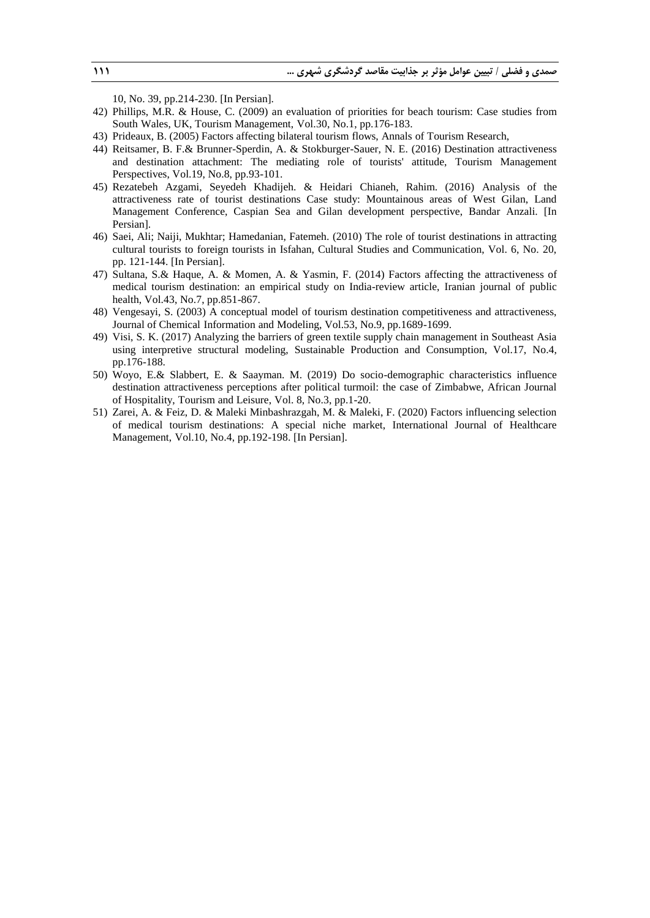10, No. 39, pp.214-230. [In Persian].

42) Phillips, M.R. & House, C. (2009) an evaluation of priorities for beach tourism: Case studies from South Wales, UK, Tourism Management, Vol.30, No.1, pp.176-183.
43) Prideaux, B. (2005) Factors affecting bilateral tourism flows, Annals of Tourism Research,
44) Reitsamer, B. F.& Brunner-Sperdin, A. & Stokburger-Sauer, N. E. (2016) Destination attractiveness and destination attachment: The mediating role of tourists' attitude, Tourism Management Perspectives, Vol.19, No.8, pp.93-101.
45) Rezatebeh Azgami, Seyedeh Khadijeh. & Heidari Chianeh, Rahim. (2016) Analysis of the attractiveness rate of tourist destinations Case study: Mountainous areas of West Gilan, Land Management Conference, Caspian Sea and Gilan development perspective, Bandar Anzali. [In Persian].
46) Saei, Ali; Naiji, Mukhtar; Hamedanian, Fatemeh. (2010) The role of tourist destinations in attracting cultural tourists to foreign tourists in Isfahan, Cultural Studies and Communication, Vol. 6, No. 20, pp. 121-144. [In Persian].
47) Sultana, S.& Haque, A. & Momen, A. & Yasmin, F. (2014) Factors affecting the attractiveness of medical tourism destination: an empirical study on India-review article, Iranian journal of public health, Vol.43, No.7, pp.851-867.
48) Vengesayi, S. (2003) A conceptual model of tourism destination competitiveness and attractiveness, Journal of Chemical Information and Modeling, Vol.53, No.9, pp.1689-1699.
49) Visi, S. K. (2017) Analyzing the barriers of green textile supply chain management in Southeast Asia using interpretive structural modeling, Sustainable Production and Consumption, Vol.17, No.4, pp.176-188.
50) Woyo, E.& Slabbert, E. & Saayman. M. (2019) Do socio-demographic characteristics influence destination attractiveness perceptions after political turmoil: the case of Zimbabwe, African Journal of Hospitality, Tourism and Leisure, Vol. 8, No.3, pp.1-20.
51) Zarei, A. & Feiz, D. & Maleki Minbashrazgah, M. & Maleki, F. (2020) Factors influencing selection of medical tourism destinations: A special niche market, International Journal of Healthcare Management, Vol.10, No.4, pp.192-198. [In Persian].